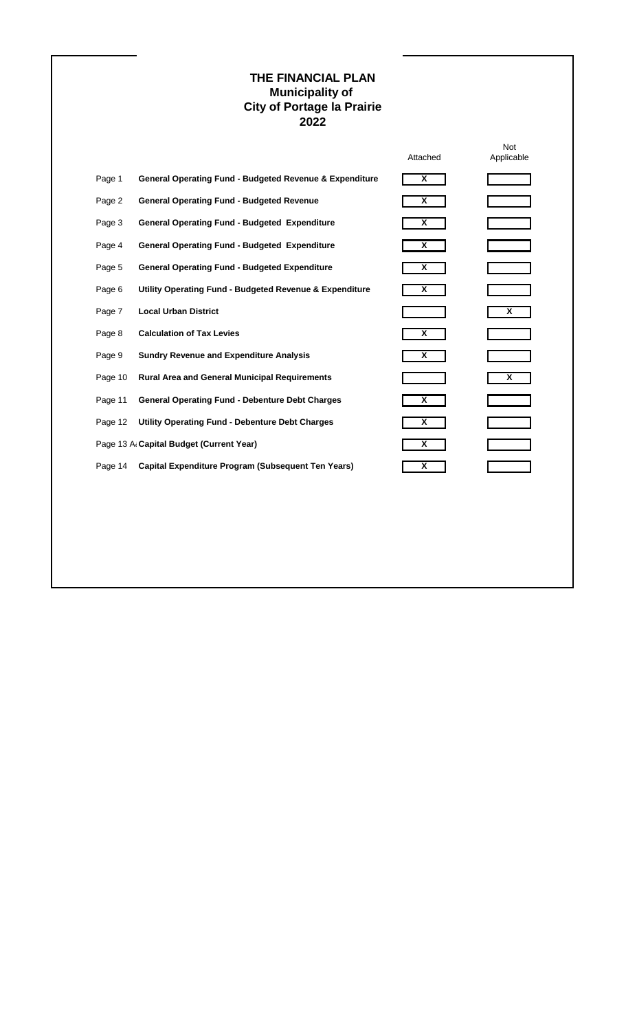# THE FINANCIAL PLAN
## Municipality of
## City of Portage la Prairie
## 2022

| | | Attached | Not Applicable |
|---|---|---|---|
| Page 1 | **General Operating Fund - Budgeted Revenue & Expenditure** | X | |
| Page 2 | **General Operating Fund - Budgeted Revenue** | X | |
| Page 3 | **General Operating Fund - Budgeted Expenditure** | X | |
| Page 4 | **General Operating Fund - Budgeted Expenditure** | X | |
| Page 5 | **General Operating Fund - Budgeted Expenditure** | X | |
| Page 6 | **Utility Operating Fund - Budgeted Revenue & Expenditure** | X | |
| Page 7 | **Local Urban District** | | X |
| Page 8 | **Calculation of Tax Levies** | X | |
| Page 9 | **Sundry Revenue and Expenditure Analysis** | X | |
| Page 10 | **Rural Area and General Municipal Requirements** | | X |
| Page 11 | **General Operating Fund - Debenture Debt Charges** | X | |
| Page 12 | **Utility Operating Fund - Debenture Debt Charges** | X | |
| Page 13 A | **Capital Budget (Current Year)** | X | |
| Page 14 | **Capital Expenditure Program (Subsequent Ten Years)** | X | |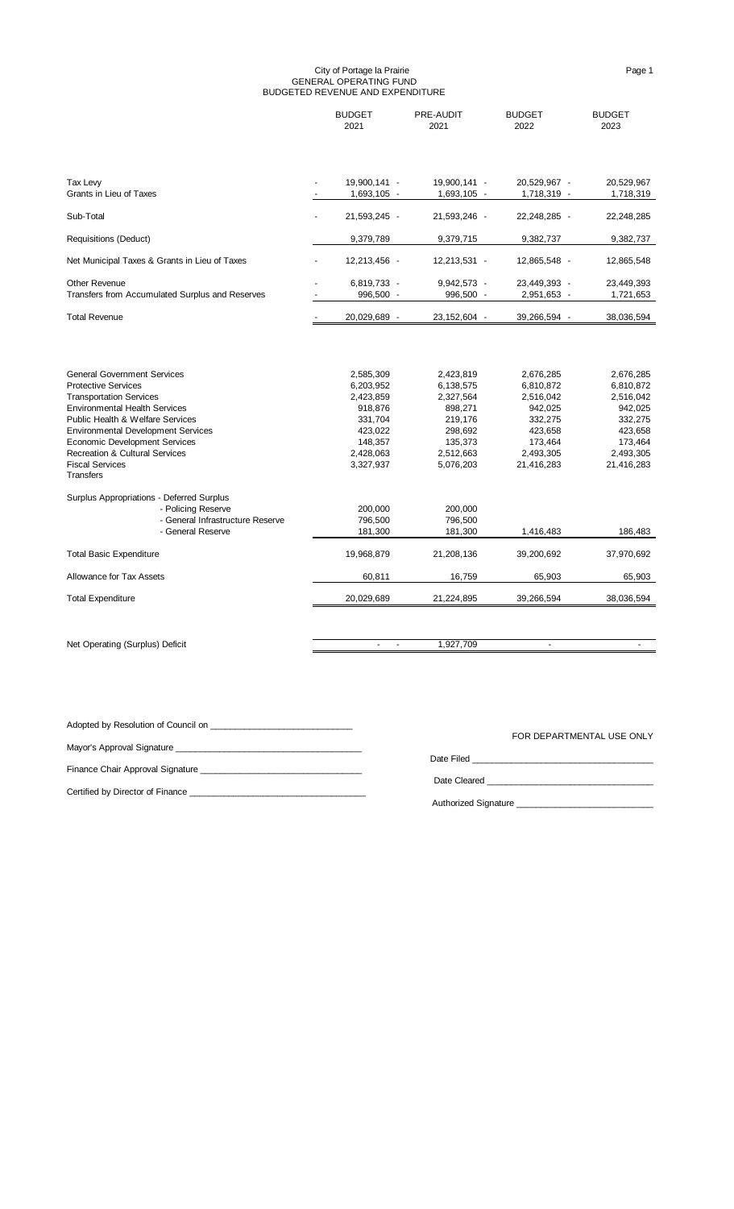# City of Portage la Prairie
## GENERAL OPERATING FUND
## BUDGETED REVENUE AND EXPENDITURE

| | BUDGET 2021 | PRE-AUDIT 2021 | BUDGET 2022 | BUDGET 2023 |
|---|---|---|---|---|
| Tax Levy | - 19,900,141 - | 19,900,141 - | 20,529,967 - | 20,529,967 |
| Grants in Lieu of Taxes | - 1,693,105 - | 1,693,105 - | 1,718,319 - | 1,718,319 |
| Sub-Total | - 21,593,245 - | 21,593,246 - | 22,248,285 - | 22,248,285 |
| Requisitions (Deduct) | 9,379,789 | 9,379,715 | 9,382,737 | 9,382,737 |
| Net Municipal Taxes & Grants in Lieu of Taxes | - 12,213,456 - | 12,213,531 - | 12,865,548 - | 12,865,548 |
| Other Revenue | - 6,819,733 - | 9,942,573 - | 23,449,393 - | 23,449,393 |
| Transfers from Accumulated Surplus and Reserves | - 996,500 - | 996,500 - | 2,951,653 - | 1,721,653 |
| Total Revenue | - 20,029,689 - | 23,152,604 - | 39,266,594 - | 38,036,594 |
| | | | | |
| General Government Services | 2,585,309 | 2,423,819 | 2,676,285 | 2,676,285 |
| Protective Services | 6,203,952 | 6,138,575 | 6,810,872 | 6,810,872 |
| Transportation Services | 2,423,859 | 2,327,564 | 2,516,042 | 2,516,042 |
| Environmental Health Services | 918,876 | 898,271 | 942,025 | 942,025 |
| Public Health & Welfare Services | 331,704 | 219,176 | 332,275 | 332,275 |
| Environmental Development Services | 423,022 | 298,692 | 423,658 | 423,658 |
| Economic Development Services | 148,357 | 135,373 | 173,464 | 173,464 |
| Recreation & Cultural Services | 2,428,063 | 2,512,663 | 2,493,305 | 2,493,305 |
| Fiscal Services | 3,327,937 | 5,076,203 | 21,416,283 | 21,416,283 |
| Transfers | | | | |
| Surplus Appropriations - Deferred Surplus | | | | |
| - Policing Reserve | 200,000 | 200,000 | | |
| - General Infrastructure Reserve | 796,500 | 796,500 | | |
| - General Reserve | 181,300 | 181,300 | 1,416,483 | 186,483 |
| Total Basic Expenditure | 19,968,879 | 21,208,136 | 39,200,692 | 37,970,692 |
| Allowance for Tax Assets | 60,811 | 16,759 | 65,903 | 65,903 |
| Total Expenditure | 20,029,689 | 21,224,895 | 39,266,594 | 38,036,594 |
| | | | | |
| Net Operating (Surplus) Deficit | - - | 1,927,709 | - | - |

Adopted by Resolution of Council on ____________________________

Mayor's Approval Signature ____________________________

Finance Chair Approval Signature ____________________________

Certified by Director of Finance ____________________________

FOR DEPARTMENTAL USE ONLY

Date Filed ____________________________

Date Cleared ____________________________

Authorized Signature ____________________________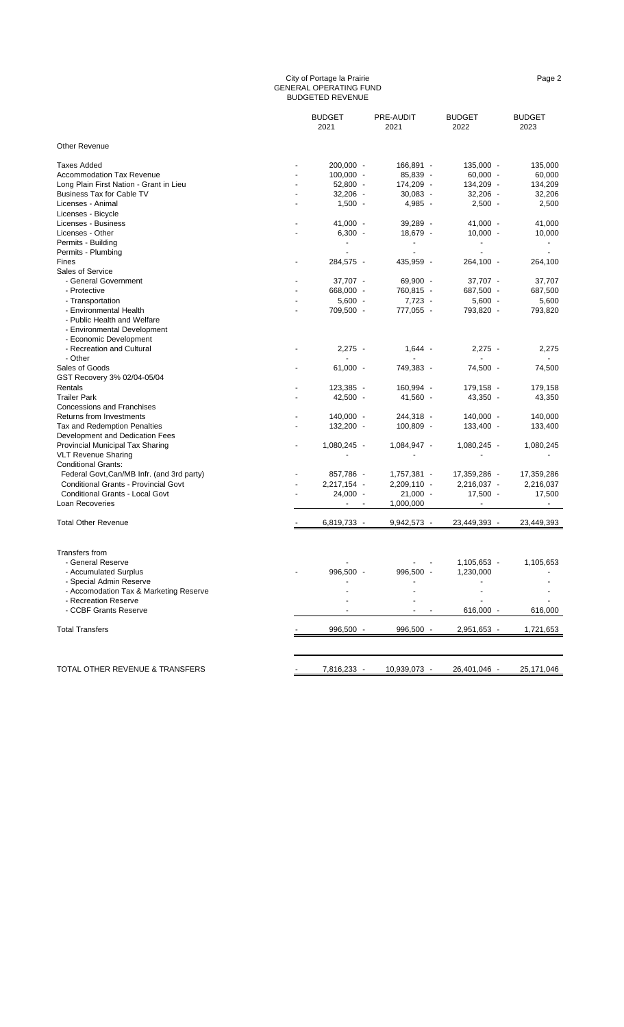City of Portage la Prairie
GENERAL OPERATING FUND
BUDGETED REVENUE

| | BUDGET 2021 | PRE-AUDIT 2021 | BUDGET 2022 | BUDGET 2023 |
|---|---|---|---|---|
| **Other Revenue** | | | | |
| Taxes Added | 200,000 | 166,891 | 135,000 | 135,000 |
| Accommodation Tax Revenue | 100,000 | 85,839 | 60,000 | 60,000 |
| Long Plain First Nation - Grant in Lieu | 52,800 | 174,209 | 134,209 | 134,209 |
| Business Tax for Cable TV | 32,206 | 30,083 | 32,206 | 32,206 |
| Licenses - Animal | 1,500 | 4,985 | 2,500 | 2,500 |
| Licenses - Bicycle | | | | |
| Licenses - Business | 41,000 | 39,289 | 41,000 | 41,000 |
| Licenses - Other | 6,300 | 18,679 | 10,000 | 10,000 |
| Permits - Building | - | - | - | - |
| Permits - Plumbing | - | - | - | - |
| Fines | 284,575 | 435,959 | 264,100 | 264,100 |
| Sales of Service | | | | |
| - General Government | 37,707 | 69,900 | 37,707 | 37,707 |
| - Protective | 668,000 | 760,815 | 687,500 | 687,500 |
| - Transportation | 5,600 | 7,723 | 5,600 | 5,600 |
| - Environmental Health | 709,500 | 777,055 | 793,820 | 793,820 |
| - Public Health and Welfare | | | | |
| - Environmental Development | | | | |
| - Economic Development | | | | |
| - Recreation and Cultural | 2,275 | 1,644 | 2,275 | 2,275 |
| - Other | - | - | - | - |
| Sales of Goods | 61,000 | 749,383 | 74,500 | 74,500 |
| GST Recovery 3% 02/04-05/04 | | | | |
| Rentals | 123,385 | 160,994 | 179,158 | 179,158 |
| Trailer Park | 42,500 | 41,560 | 43,350 | 43,350 |
| Concessions and Franchises | | | | |
| Returns from Investments | 140,000 | 244,318 | 140,000 | 140,000 |
| Tax and Redemption Penalties | 132,200 | 100,809 | 133,400 | 133,400 |
| Development and Dedication Fees | | | | |
| Provincial Municipal Tax Sharing | 1,080,245 | 1,084,947 | 1,080,245 | 1,080,245 |
| VLT Revenue Sharing | - | - | - | - |
| Conditional Grants: | | | | |
| Federal Govt,Can/MB Infr. (and 3rd party) | 857,786 | 1,757,381 | 17,359,286 | 17,359,286 |
| Conditional Grants - Provincial Govt | 2,217,154 | 2,209,110 | 2,216,037 | 2,216,037 |
| Conditional Grants - Local Govt | 24,000 | 21,000 | 17,500 | 17,500 |
| Loan Recoveries | - | 1,000,000 | - | - |
| **Total Other Revenue** | 6,819,733 | 9,942,573 | 23,449,393 | 23,449,393 |
| **Transfers from** | | | | |
| - General Reserve | - | - | 1,105,653 | 1,105,653 |
| - Accumulated Surplus | 996,500 | 996,500 | 1,230,000 | - |
| - Special Admin Reserve | - | - | - | - |
| - Accomodation Tax & Marketing Reserve | - | - | - | - |
| - Recreation Reserve | - | - | - | - |
| - CCBF Grants Reserve | - | - | 616,000 | 616,000 |
| **Total Transfers** | 996,500 | 996,500 | 2,951,653 | 1,721,653 |
| **TOTAL OTHER REVENUE & TRANSFERS** | 7,816,233 | 10,939,073 | 26,401,046 | 25,171,046 |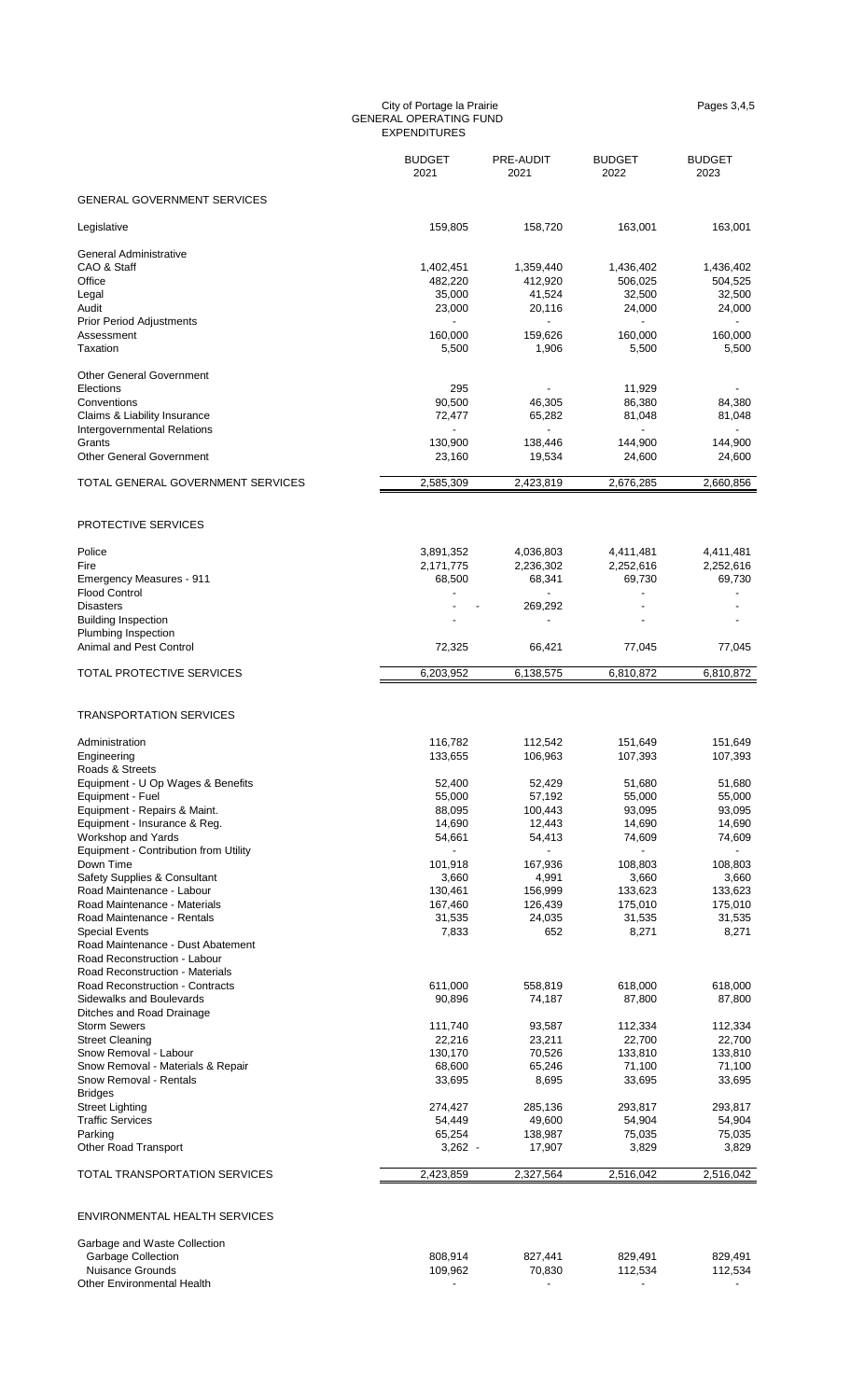City of Portage la Prairie
GENERAL OPERATING FUND
EXPENDITURES

Pages 3,4,5

| | BUDGET 2021 | PRE-AUDIT 2021 | BUDGET 2022 | BUDGET 2023 |
|---|---|---|---|---|
| **GENERAL GOVERNMENT SERVICES** | | | | |
| Legislative | 159,805 | 158,720 | 163,001 | 163,001 |
| General Administrative | | | | |
| CAO & Staff | 1,402,451 | 1,359,440 | 1,436,402 | 1,436,402 |
| Office | 482,220 | 412,920 | 506,025 | 504,525 |
| Legal | 35,000 | 41,524 | 32,500 | 32,500 |
| Audit | 23,000 | 20,116 | 24,000 | 24,000 |
| Prior Period Adjustments | - | - | - | - |
| Assessment | 160,000 | 159,626 | 160,000 | 160,000 |
| Taxation | 5,500 | 1,906 | 5,500 | 5,500 |
| Other General Government | | | | |
| Elections | 295 | - | 11,929 | - |
| Conventions | 90,500 | 46,305 | 86,380 | 84,380 |
| Claims & Liability Insurance | 72,477 | 65,282 | 81,048 | 81,048 |
| Intergovernmental Relations | - | - | - | - |
| Grants | 130,900 | 138,446 | 144,900 | 144,900 |
| Other General Government | 23,160 | 19,534 | 24,600 | 24,600 |
| TOTAL GENERAL GOVERNMENT SERVICES | 2,585,309 | 2,423,819 | 2,676,285 | 2,660,856 |
| **PROTECTIVE SERVICES** | | | | |
| Police | 3,891,352 | 4,036,803 | 4,411,481 | 4,411,481 |
| Fire | 2,171,775 | 2,236,302 | 2,252,616 | 2,252,616 |
| Emergency Measures - 911 | 68,500 | 68,341 | 69,730 | 69,730 |
| Flood Control | - | - | - | - |
| Disasters | - - | 269,292 | - | - |
| Building Inspection | - | - | - | - |
| Plumbing Inspection | | | | |
| Animal and Pest Control | 72,325 | 66,421 | 77,045 | 77,045 |
| TOTAL PROTECTIVE SERVICES | 6,203,952 | 6,138,575 | 6,810,872 | 6,810,872 |
| **TRANSPORTATION SERVICES** | | | | |
| Administration | 116,782 | 112,542 | 151,649 | 151,649 |
| Engineering | 133,655 | 106,963 | 107,393 | 107,393 |
| Roads & Streets | | | | |
| Equipment - U Op Wages & Benefits | 52,400 | 52,429 | 51,680 | 51,680 |
| Equipment - Fuel | 55,000 | 57,192 | 55,000 | 55,000 |
| Equipment - Repairs & Maint. | 88,095 | 100,443 | 93,095 | 93,095 |
| Equipment - Insurance & Reg. | 14,690 | 12,443 | 14,690 | 14,690 |
| Workshop and Yards | 54,661 | 54,413 | 74,609 | 74,609 |
| Equipment - Contribution from Utility | - | - | - | - |
| Down Time | 101,918 | 167,936 | 108,803 | 108,803 |
| Safety Supplies & Consultant | 3,660 | 4,991 | 3,660 | 3,660 |
| Road Maintenance - Labour | 130,461 | 156,999 | 133,623 | 133,623 |
| Road Maintenance - Materials | 167,460 | 126,439 | 175,010 | 175,010 |
| Road Maintenance - Rentals | 31,535 | 24,035 | 31,535 | 31,535 |
| Special Events | 7,833 | 652 | 8,271 | 8,271 |
| Road Maintenance - Dust Abatement | | | | |
| Road Reconstruction - Labour | | | | |
| Road Reconstruction - Materials | | | | |
| Road Reconstruction - Contracts | 611,000 | 558,819 | 618,000 | 618,000 |
| Sidewalks and Boulevards | 90,896 | 74,187 | 87,800 | 87,800 |
| Ditches and Road Drainage | | | | |
| Storm Sewers | 111,740 | 93,587 | 112,334 | 112,334 |
| Street Cleaning | 22,216 | 23,211 | 22,700 | 22,700 |
| Snow Removal - Labour | 130,170 | 70,526 | 133,810 | 133,810 |
| Snow Removal - Materials & Repair | 68,600 | 65,246 | 71,100 | 71,100 |
| Snow Removal - Rentals | 33,695 | 8,695 | 33,695 | 33,695 |
| Bridges | | | | |
| Street Lighting | 274,427 | 285,136 | 293,817 | 293,817 |
| Traffic Services | 54,449 | 49,600 | 54,904 | 54,904 |
| Parking | 65,254 | 138,987 | 75,035 | 75,035 |
| Other Road Transport | 3,262 - | 17,907 | 3,829 | 3,829 |
| TOTAL TRANSPORTATION SERVICES | 2,423,859 | 2,327,564 | 2,516,042 | 2,516,042 |
| **ENVIRONMENTAL HEALTH SERVICES** | | | | |
| Garbage and Waste Collection | | | | |
| Garbage Collection | 808,914 | 827,441 | 829,491 | 829,491 |
| Nuisance Grounds | 109,962 | 70,830 | 112,534 | 112,534 |
| Other Environmental Health | - | - | - | - |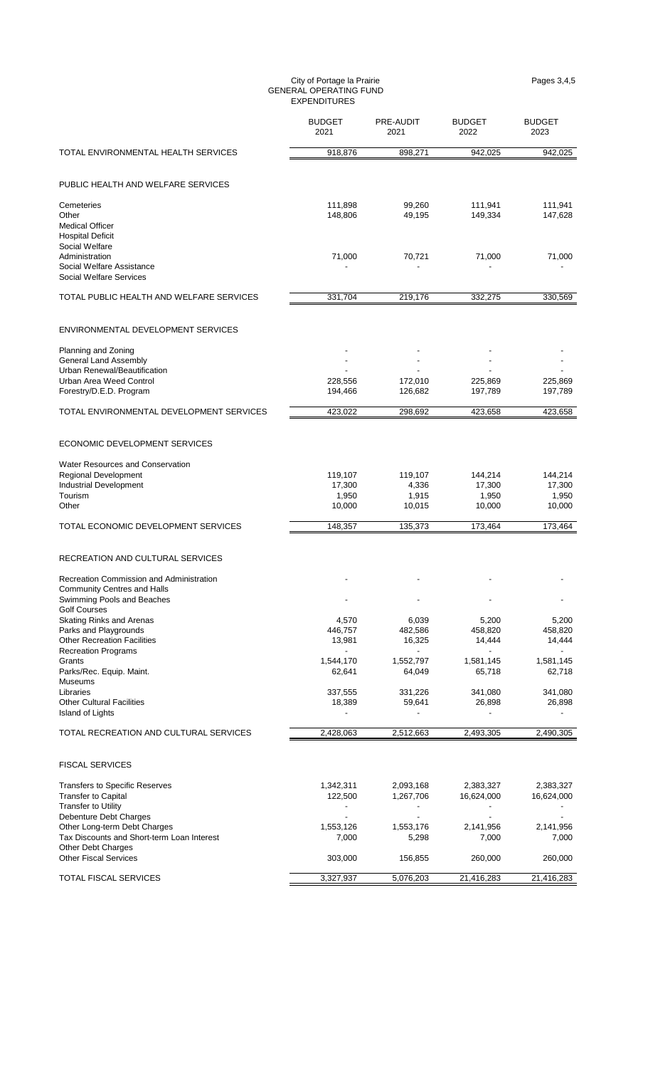City of Portage la Prairie
GENERAL OPERATING FUND
EXPENDITURES

Pages 3,4,5

| | BUDGET 2021 | PRE-AUDIT 2021 | BUDGET 2022 | BUDGET 2023 |
|---|---|---|---|---|
| TOTAL ENVIRONMENTAL HEALTH SERVICES | 918,876 | 898,271 | 942,025 | 942,025 |
| | | | | |
| PUBLIC HEALTH AND WELFARE SERVICES | | | | |
| Cemeteries | 111,898 | 99,260 | 111,941 | 111,941 |
| Other | 148,806 | 49,195 | 149,334 | 147,628 |
| Medical Officer | | | | |
| Hospital Deficit | | | | |
| Social Welfare | | | | |
| Administration | 71,000 | 70,721 | 71,000 | 71,000 |
| Social Welfare Assistance | - | - | - | - |
| Social Welfare Services | | | | |
| TOTAL PUBLIC HEALTH AND WELFARE SERVICES | 331,704 | 219,176 | 332,275 | 330,569 |
| | | | | |
| ENVIRONMENTAL DEVELOPMENT SERVICES | | | | |
| Planning and Zoning | - | - | - | - |
| General Land Assembly | - | - | - | - |
| Urban Renewal/Beautification | - | - | - | - |
| Urban Area Weed Control | 228,556 | 172,010 | 225,869 | 225,869 |
| Forestry/D.E.D. Program | 194,466 | 126,682 | 197,789 | 197,789 |
| TOTAL ENVIRONMENTAL DEVELOPMENT SERVICES | 423,022 | 298,692 | 423,658 | 423,658 |
| | | | | |
| ECONOMIC DEVELOPMENT SERVICES | | | | |
| Water Resources and Conservation | | | | |
| Regional Development | 119,107 | 119,107 | 144,214 | 144,214 |
| Industrial Development | 17,300 | 4,336 | 17,300 | 17,300 |
| Tourism | 1,950 | 1,915 | 1,950 | 1,950 |
| Other | 10,000 | 10,015 | 10,000 | 10,000 |
| TOTAL ECONOMIC DEVELOPMENT SERVICES | 148,357 | 135,373 | 173,464 | 173,464 |
| | | | | |
| RECREATION AND CULTURAL SERVICES | | | | |
| Recreation Commission and Administration | - | - | - | - |
| Community Centres and Halls | | | | |
| Swimming Pools and Beaches | - | - | - | - |
| Golf Courses | | | | |
| Skating Rinks and Arenas | 4,570 | 6,039 | 5,200 | 5,200 |
| Parks and Playgrounds | 446,757 | 482,586 | 458,820 | 458,820 |
| Other Recreation Facilities | 13,981 | 16,325 | 14,444 | 14,444 |
| Recreation Programs | - | - | - | - |
| Grants | 1,544,170 | 1,552,797 | 1,581,145 | 1,581,145 |
| Parks/Rec. Equip. Maint. | 62,641 | 64,049 | 65,718 | 62,718 |
| Museums | | | | |
| Libraries | 337,555 | 331,226 | 341,080 | 341,080 |
| Other Cultural Facilities | 18,389 | 59,641 | 26,898 | 26,898 |
| Island of Lights | - | - | - | - |
| TOTAL RECREATION AND CULTURAL SERVICES | 2,428,063 | 2,512,663 | 2,493,305 | 2,490,305 |
| | | | | |
| FISCAL SERVICES | | | | |
| Transfers to Specific Reserves | 1,342,311 | 2,093,168 | 2,383,327 | 2,383,327 |
| Transfer to Capital | 122,500 | 1,267,706 | 16,624,000 | 16,624,000 |
| Transfer to Utility | - | - | - | - |
| Debenture Debt Charges | - | - | - | - |
| Other Long-term Debt Charges | 1,553,126 | 1,553,176 | 2,141,956 | 2,141,956 |
| Tax Discounts and Short-term Loan Interest | 7,000 | 5,298 | 7,000 | 7,000 |
| Other Debt Charges | | | | |
| Other Fiscal Services | 303,000 | 156,855 | 260,000 | 260,000 |
| TOTAL FISCAL SERVICES | 3,327,937 | 5,076,203 | 21,416,283 | 21,416,283 |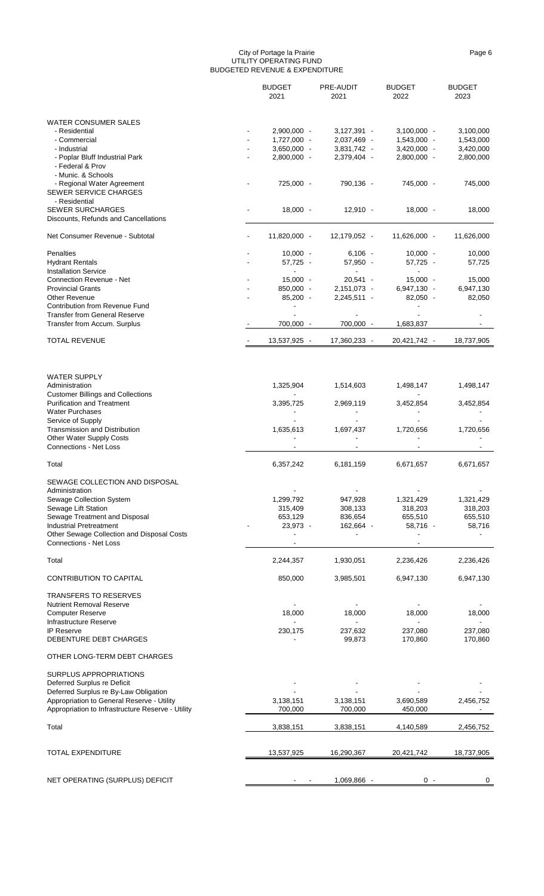# City of Portage la Prairie
## UTILITY OPERATING FUND
## BUDGETED REVENUE & EXPENDITURE

| | BUDGET 2021 | PRE-AUDIT 2021 | BUDGET 2022 | BUDGET 2023 |
|---|---|---|---|---|
| WATER CONSUMER SALES | | | | |
| - Residential | - 2,900,000 | - 3,127,391 | - 3,100,000 | - 3,100,000 |
| - Commercial | - 1,727,000 | - 2,037,469 | - 1,543,000 | - 1,543,000 |
| - Industrial | - 3,650,000 | - 3,831,742 | - 3,420,000 | - 3,420,000 |
| - Poplar Bluff Industrial Park | - 2,800,000 | - 2,379,404 | - 2,800,000 | - 2,800,000 |
| - Federal & Prov | | | | |
| - Munic. & Schools | | | | |
| - Regional Water Agreement | - 725,000 | - 790,136 | - 745,000 | - 745,000 |
| SEWER SERVICE CHARGES | | | | |
| - Residential | | | | |
| SEWER SURCHARGES | - 18,000 | - 12,910 | - 18,000 | - 18,000 |
| Discounts, Refunds and Cancellations | | | | |
| Net Consumer Revenue - Subtotal | - 11,820,000 | - 12,179,052 | - 11,626,000 | - 11,626,000 |
| Penalties | - 10,000 | - 6,106 | - 10,000 | - 10,000 |
| Hydrant Rentals | - 57,725 | - 57,950 | - 57,725 | - 57,725 |
| Installation Service | - | - | - | |
| Connection Revenue - Net | - 15,000 | - 20,541 | - 15,000 | - 15,000 |
| Provincial Grants | - 850,000 | - 2,151,073 | - 6,947,130 | - 6,947,130 |
| Other Revenue | - 85,200 | - 2,245,511 | - 82,050 | - 82,050 |
| Contribution from Revenue Fund | - | | - | |
| Transfer from General Reserve | - | - | - | - |
| Transfer from Accum. Surplus | - 700,000 | - 700,000 | - 1,683,837 | - |
| TOTAL REVENUE | - 13,537,925 | - 17,360,233 | - 20,421,742 | - 18,737,905 |
| | | | | |
| WATER SUPPLY | | | | |
| Administration | 1,325,904 | 1,514,603 | 1,498,147 | 1,498,147 |
| Customer Billings and Collections | - | | - | |
| Purification and Treatment | 3,395,725 | 2,969,119 | 3,452,854 | 3,452,854 |
| Water Purchases | - | - | - | - |
| Service of Supply | - | - | - | - |
| Transmission and Distribution | 1,635,613 | 1,697,437 | 1,720,656 | 1,720,656 |
| Other Water Supply Costs | - | | - | - |
| Connections - Net Loss | - | - | - | - |
| Total | 6,357,242 | 6,181,159 | 6,671,657 | 6,671,657 |
| SEWAGE COLLECTION AND DISPOSAL | | | | |
| Administration | - | - | - | - |
| Sewage Collection System | 1,299,792 | 947,928 | 1,321,429 | 1,321,429 |
| Sewage Lift Station | 315,409 | 308,133 | 318,203 | 318,203 |
| Sewage Treatment and Disposal | 653,129 | 836,654 | 655,510 | 655,510 |
| Industrial Pretreatment | - 23,973 | - 162,664 | - 58,716 | - 58,716 |
| Other Sewage Collection and Disposal Costs | - | - | - | - |
| Connections - Net Loss | - | | - | |
| Total | 2,244,357 | 1,930,051 | 2,236,426 | 2,236,426 |
| CONTRIBUTION TO CAPITAL | 850,000 | 3,985,501 | 6,947,130 | 6,947,130 |
| TRANSFERS TO RESERVES | | | | |
| Nutrient Removal Reserve | - | - | - | - |
| Computer Reserve | 18,000 | 18,000 | 18,000 | 18,000 |
| Infrastructure Reserve | - | - | - | - |
| IP Reserve | 230,175 | 237,632 | 237,080 | 237,080 |
| DEBENTURE DEBT CHARGES | - | 99,873 | 170,860 | 170,860 |
| OTHER LONG-TERM DEBT CHARGES | | | | |
| SURPLUS APPROPRIATIONS | | | | |
| Deferred Surplus re Deficit | - | - | - | - |
| Deferred Surplus re By-Law Obligation | - | - | - | - |
| Appropriation to General Reserve - Utility | 3,138,151 | 3,138,151 | 3,690,589 | 2,456,752 |
| Appropriation to Infrastructure Reserve - Utility | 700,000 | 700,000 | 450,000 | - |
| Total | 3,838,151 | 3,838,151 | 4,140,589 | 2,456,752 |
| TOTAL EXPENDITURE | 13,537,925 | 16,290,367 | 20,421,742 | 18,737,905 |
| NET OPERATING (SURPLUS) DEFICIT | - - | 1,069,866 - | 0 - | 0 |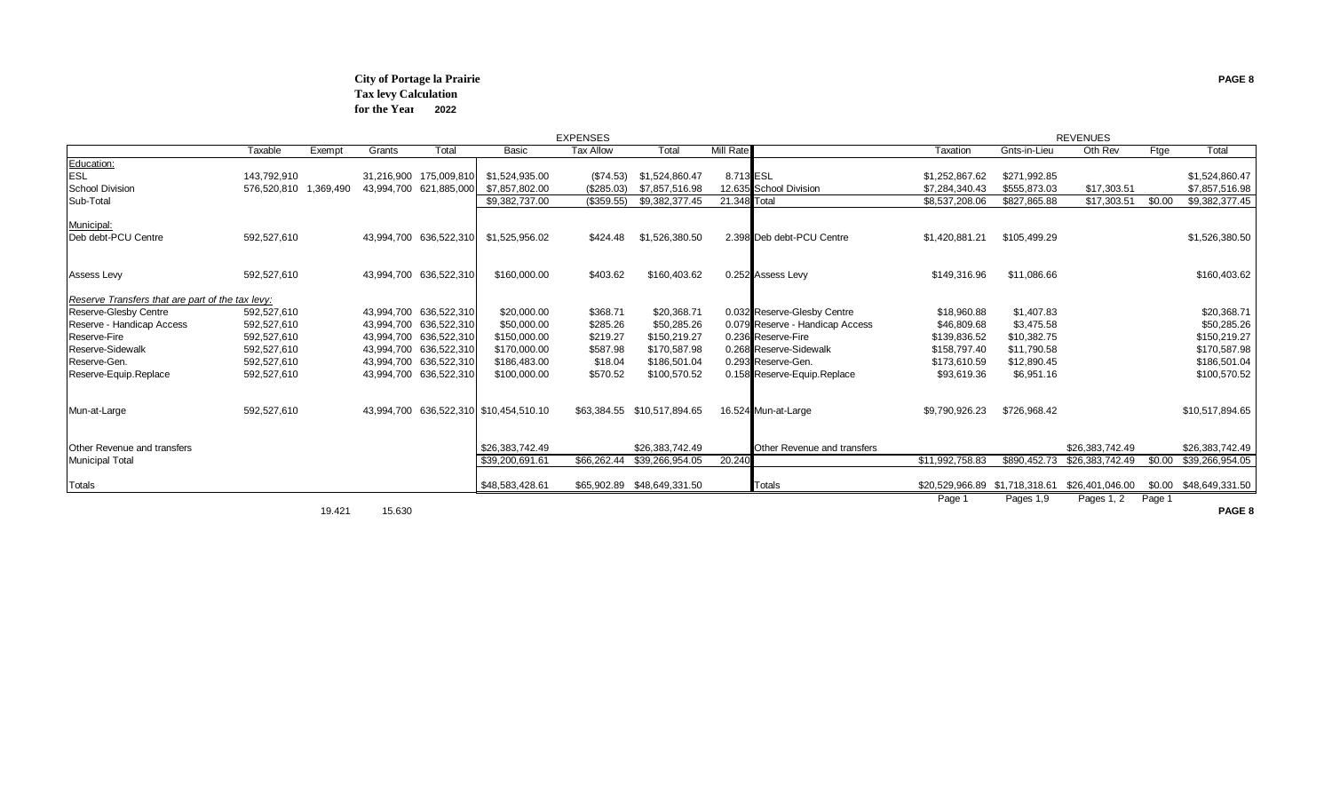**City of Portage la Prairie**
**Tax levy Calculation**
**for the Year 2022**

| | Taxable | Exempt | Grants | Total | Basic | Tax Allow | Total | Mill Rate | | Taxation | Gnts-in-Lieu | Oth Rev | Ftge | Total |
|---|---|---|---|---|---|---|---|---|---|---|---|---|---|---|
| | | | | | EXPENSES | | | | | REVENUES | | | | |
| Education: | | | | | | | | | | | | | | |
| ESL | 143,792,910 | | 31,216,900 | 175,009,810 | $1,524,935.00 | ($74.53) | $1,524,860.47 | 8.713 | ESL | $1,252,867.62 | $271,992.85 | | | $1,524,860.47 |
| School Division | 576,520,810 | 1,369,490 | 43,994,700 | 621,885,000 | $7,857,802.00 | ($285.03) | $7,857,516.98 | 12.635 | School Division | $7,284,340.43 | $555,873.03 | $17,303.51 | | $7,857,516.98 |
| Sub-Total | | | | | $9,382,737.00 | ($359.55) | $9,382,377.45 | 21.348 | Total | $8,537,208.06 | $827,865.88 | $17,303.51 | $0.00 | $9,382,377.45 |
| Municipal: | | | | | | | | | | | | | | |
| Deb debt-PCU Centre | 592,527,610 | | 43,994,700 | 636,522,310 | $1,525,956.02 | $424.48 | $1,526,380.50 | 2.398 | Deb debt-PCU Centre | $1,420,881.21 | $105,499.29 | | | $1,526,380.50 |
| Assess Levy | 592,527,610 | | 43,994,700 | 636,522,310 | $160,000.00 | $403.62 | $160,403.62 | 0.252 | Assess Levy | $149,316.96 | $11,086.66 | | | $160,403.62 |
| *Reserve Transfers that are part of the tax levy:* | | | | | | | | | | | | | | |
| Reserve-Glesby Centre | 592,527,610 | | 43,994,700 | 636,522,310 | $20,000.00 | $368.71 | $20,368.71 | 0.032 | Reserve-Glesby Centre | $18,960.88 | $1,407.83 | | | $20,368.71 |
| Reserve - Handicap Access | 592,527,610 | | 43,994,700 | 636,522,310 | $50,000.00 | $285.26 | $50,285.26 | 0.079 | Reserve - Handicap Access | $46,809.68 | $3,475.58 | | | $50,285.26 |
| Reserve-Fire | 592,527,610 | | 43,994,700 | 636,522,310 | $150,000.00 | $219.27 | $150,219.27 | 0.236 | Reserve-Fire | $139,836.52 | $10,382.75 | | | $150,219.27 |
| Reserve-Sidewalk | 592,527,610 | | 43,994,700 | 636,522,310 | $170,000.00 | $587.98 | $170,587.98 | 0.268 | Reserve-Sidewalk | $158,797.40 | $11,790.58 | | | $170,587.98 |
| Reserve-Gen. | 592,527,610 | | 43,994,700 | 636,522,310 | $186,483.00 | $18.04 | $186,501.04 | 0.293 | Reserve-Gen. | $173,610.59 | $12,890.45 | | | $186,501.04 |
| Reserve-Equip.Replace | 592,527,610 | | 43,994,700 | 636,522,310 | $100,000.00 | $570.52 | $100,570.52 | 0.158 | Reserve-Equip.Replace | $93,619.36 | $6,951.16 | | | $100,570.52 |
| Mun-at-Large | 592,527,610 | | 43,994,700 | 636,522,310 | $10,454,510.10 | $63,384.55 | $10,517,894.65 | 16.524 | Mun-at-Large | $9,790,926.23 | $726,968.42 | | | $10,517,894.65 |
| Other Revenue and transfers | | | | | $26,383,742.49 | | $26,383,742.49 | | Other Revenue and transfers | | | $26,383,742.49 | | $26,383,742.49 |
| Municipal Total | | | | | $39,200,691.61 | $66,262.44 | $39,266,954.05 | 20.240 | | $11,992,758.83 | $890,452.73 | $26,383,742.49 | $0.00 | $39,266,954.05 |
| Totals | | | | | $48,583,428.61 | $65,902.89 | $48,649,331.50 | | Totals | $20,529,966.89 | $1,718,318.61 | $26,401,046.00 | $0.00 | $48,649,331.50 |
| | | | | | | | | | | Page 1 | Pages 1,9 | Pages 1, 2 | Page 1 | |
| | | 19.421 | 15.630 | | | | | | | | | | | |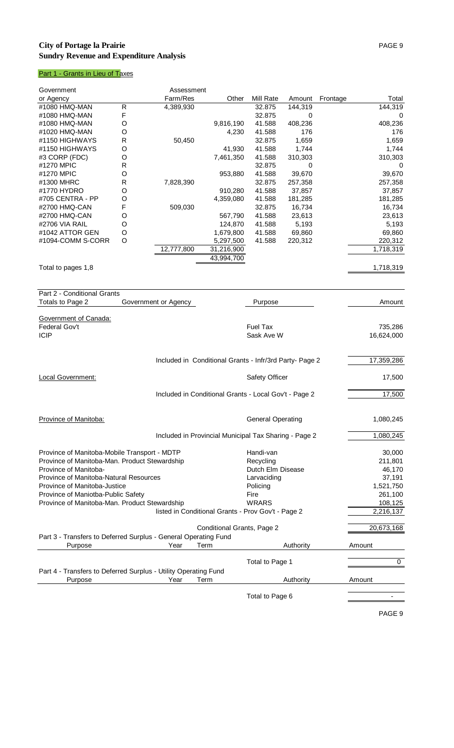## City of Portage la Prairie
## Sundry Revenue and Expenditure Analysis

### Part 1 - Grants in Lieu of Taxes

| Government or Agency | | Assessment Farm/Res | Other | Mill Rate | Amount | Frontage | Total |
|---|---|---|---|---|---|---|---|
| #1080 HMQ-MAN | R | 4,389,930 | | 32.875 | 144,319 | | 144,319 |
| #1080 HMQ-MAN | F | | | 32.875 | 0 | | 0 |
| #1080 HMQ-MAN | O | | 9,816,190 | 41.588 | 408,236 | | 408,236 |
| #1020 HMQ-MAN | O | | 4,230 | 41.588 | 176 | | 176 |
| #1150 HIGHWAYS | R | 50,450 | | 32.875 | 1,659 | | 1,659 |
| #1150 HIGHWAYS | O | | 41,930 | 41.588 | 1,744 | | 1,744 |
| #3 CORP (FDC) | O | | 7,461,350 | 41.588 | 310,303 | | 310,303 |
| #1270 MPIC | R | | | 32.875 | 0 | | 0 |
| #1270 MPIC | O | | 953,880 | 41.588 | 39,670 | | 39,670 |
| #1300 MHRC | R | 7,828,390 | | 32.875 | 257,358 | | 257,358 |
| #1770 HYDRO | O | | 910,280 | 41.588 | 37,857 | | 37,857 |
| #705 CENTRA - PP | O | | 4,359,080 | 41.588 | 181,285 | | 181,285 |
| #2700 HMQ-CAN | F | 509,030 | | 32.875 | 16,734 | | 16,734 |
| #2700 HMQ-CAN | O | | 567,790 | 41.588 | 23,613 | | 23,613 |
| #2706 VIA RAIL | O | | 124,870 | 41.588 | 5,193 | | 5,193 |
| #1042 ATTOR GEN | O | | 1,679,800 | 41.588 | 69,860 | | 69,860 |
| #1094-COMM S-CORR | O | | 5,297,500 | 41.588 | 220,312 | | 220,312 |
| | | 12,777,800 | 31,216,900 | | | | 1,718,319 |
| | | | 43,994,700 | | | | |
| Total to pages 1,8 | | | | | | | 1,718,319 |

### Part 2 - Conditional Grants

| Totals to Page 2 | Government or Agency | Purpose | Amount |
|---|---|---|---|
| **Government of Canada:** | | | |
| Federal Gov't | | Fuel Tax | 735,286 |
| ICIP | | Sask Ave W | 16,624,000 |
| | Included in Conditional Grants - Infr/3rd Party- Page 2 | | 17,359,286 |
| **Local Government:** | | Safety Officer | 17,500 |
| | Included in Conditional Grants - Local Gov't - Page 2 | | 17,500 |
| **Province of Manitoba:** | | General Operating | 1,080,245 |
| | Included in Provincial Municipal Tax Sharing - Page 2 | | 1,080,245 |
| Province of Manitoba-Mobile Transport - MDTP | | Handi-van | 30,000 |
| Province of Manitoba-Man. Product Stewardship | | Recycling | 211,801 |
| Province of Manitoba- | | Dutch Elm Disease | 46,170 |
| Province of Manitoba-Natural Resources | | Larvaciding | 37,191 |
| Province of Manitoba-Justice | | Policing | 1,521,750 |
| Province of Maniotba-Public Safety | | Fire | 261,100 |
| Province of Manitoba-Man. Product Stewardship | | WRARS | 108,125 |
| | listed in Conditional Grants - Prov Gov't - Page 2 | | 2,216,137 |
| | Conditional Grants, Page 2 | | 20,673,168 |

### Part 3 - Transfers to Deferred Surplus - General Operating Fund

| Purpose | Year | Term | Authority | Amount |
|---|---|---|---|---|
| | | | Total to Page 1 | 0 |

### Part 4 - Transfers to Deferred Surplus - Utility Operating Fund

| Purpose | Year | Term | Authority | Amount |
|---|---|---|---|---|
| | | | Total to Page 6 | - |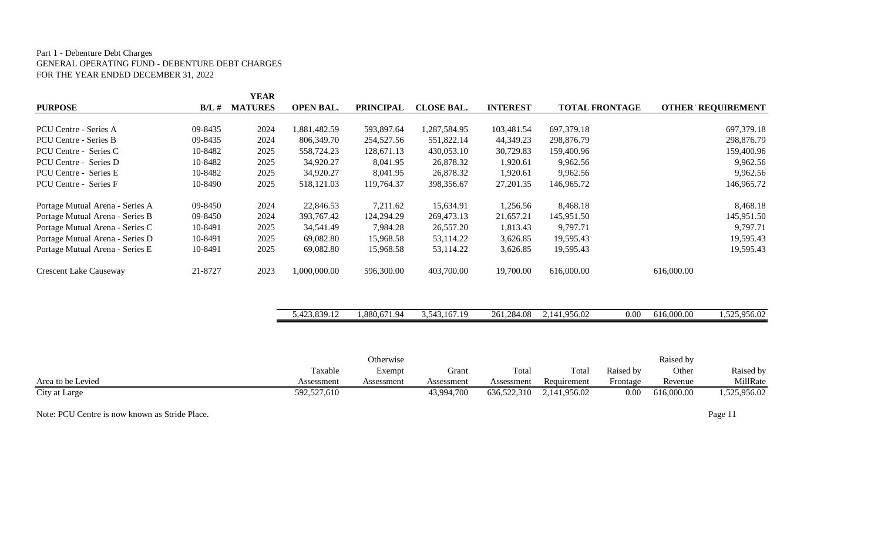Part 1 - Debenture Debt Charges
GENERAL OPERATING FUND - DEBENTURE DEBT CHARGES
FOR THE YEAR ENDED DECEMBER 31, 2022

| PURPOSE | B/L # | YEAR MATURES | OPEN BAL. | PRINCIPAL | CLOSE BAL. | INTEREST | TOTAL | FRONTAGE | OTHER | REQUIREMENT |
|---|---|---|---|---|---|---|---|---|---|---|
| PCU Centre - Series A | 09-8435 | 2024 | 1,881,482.59 | 593,897.64 | 1,287,584.95 | 103,481.54 | 697,379.18 | | | 697,379.18 |
| PCU Centre - Series B | 09-8435 | 2024 | 806,349.70 | 254,527.56 | 551,822.14 | 44,349.23 | 298,876.79 | | | 298,876.79 |
| PCU Centre - Series C | 10-8482 | 2025 | 558,724.23 | 128,671.13 | 430,053.10 | 30,729.83 | 159,400.96 | | | 159,400.96 |
| PCU Centre - Series D | 10-8482 | 2025 | 34,920.27 | 8,041.95 | 26,878.32 | 1,920.61 | 9,962.56 | | | 9,962.56 |
| PCU Centre - Series E | 10-8482 | 2025 | 34,920.27 | 8,041.95 | 26,878.32 | 1,920.61 | 9,962.56 | | | 9,962.56 |
| PCU Centre - Series F | 10-8490 | 2025 | 518,121.03 | 119,764.37 | 398,356.67 | 27,201.35 | 146,965.72 | | | 146,965.72 |
| Portage Mutual Arena - Series A | 09-8450 | 2024 | 22,846.53 | 7,211.62 | 15,634.91 | 1,256.56 | 8,468.18 | | | 8,468.18 |
| Portage Mutual Arena - Series B | 09-8450 | 2024 | 393,767.42 | 124,294.29 | 269,473.13 | 21,657.21 | 145,951.50 | | | 145,951.50 |
| Portage Mutual Arena - Series C | 10-8491 | 2025 | 34,541.49 | 7,984.28 | 26,557.20 | 1,813.43 | 9,797.71 | | | 9,797.71 |
| Portage Mutual Arena - Series D | 10-8491 | 2025 | 69,082.80 | 15,968.58 | 53,114.22 | 3,626.85 | 19,595.43 | | | 19,595.43 |
| Portage Mutual Arena - Series E | 10-8491 | 2025 | 69,082.80 | 15,968.58 | 53,114.22 | 3,626.85 | 19,595.43 | | | 19,595.43 |
| Crescent Lake Causeway | 21-8727 | 2023 | 1,000,000.00 | 596,300.00 | 403,700.00 | 19,700.00 | 616,000.00 | | 616,000.00 | |
| | | | 5,423,839.12 | 1,880,671.94 | 3,543,167.19 | 261,284.08 | 2,141,956.02 | 0.00 | 616,000.00 | 1,525,956.02 |

| Area to be Levied | Taxable Assessment | Otherwise Exempt Assessment | Grant Assessment | Total Assessment | Total Requirement | Raised by Frontage | Raised by Other Revenue | Raised by MillRate |
|---|---|---|---|---|---|---|---|---|
| City at Large | 592,527,610 | | 43,994,700 | 636,522,310 | 2,141,956.02 | 0.00 | 616,000.00 | 1,525,956.02 |

Note: PCU Centre is now known as Stride Place.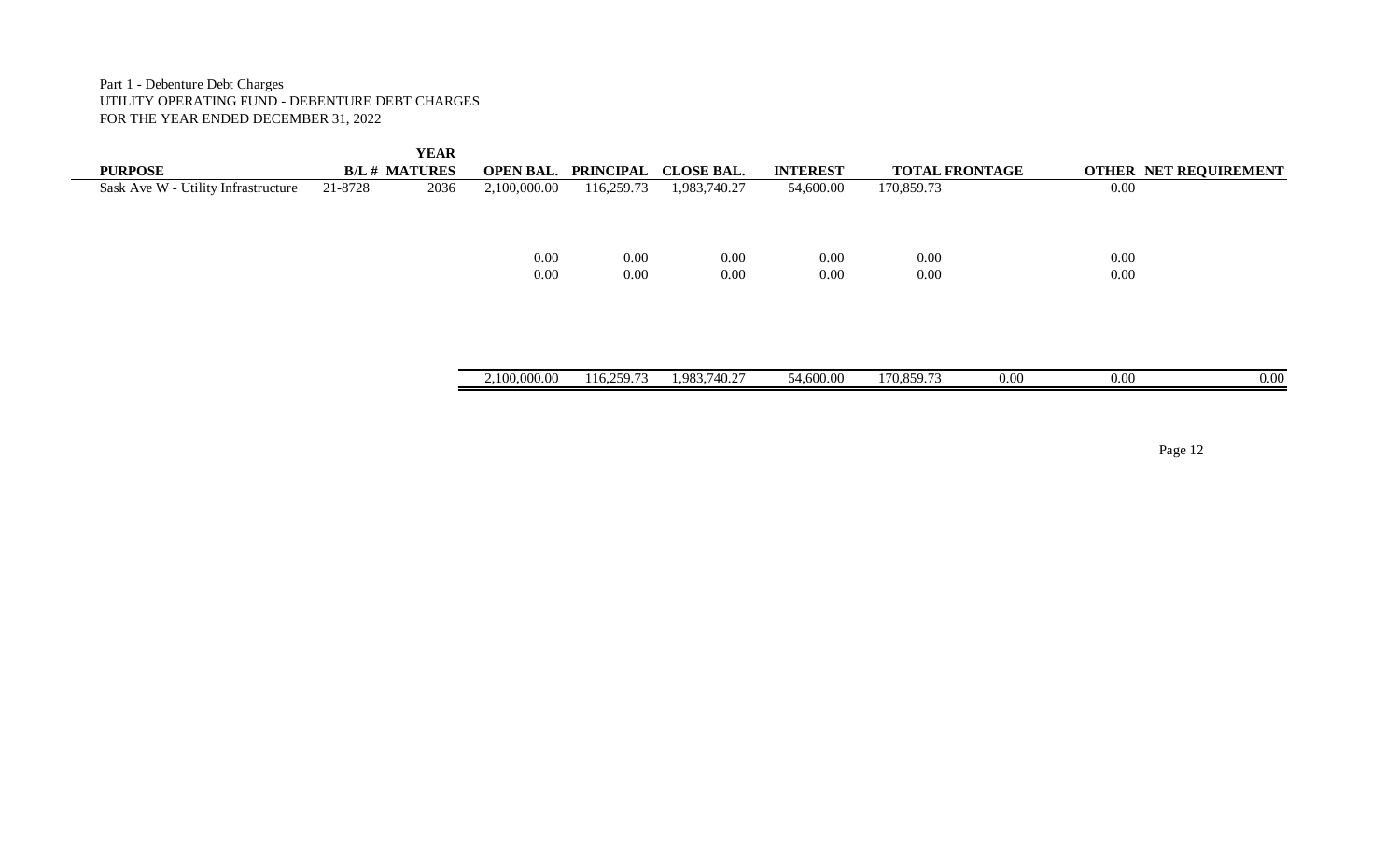Part 1 - Debenture Debt Charges
UTILITY OPERATING FUND - DEBENTURE DEBT CHARGES
FOR THE YEAR ENDED DECEMBER 31, 2022

| PURPOSE | B/L # | YEAR MATURES | OPEN BAL. | PRINCIPAL | CLOSE BAL. | INTEREST | TOTAL | FRONTAGE | OTHER | NET REQUIREMENT |
|---|---|---|---|---|---|---|---|---|---|---|
| Sask Ave W - Utility Infrastructure | 21-8728 | 2036 | 2,100,000.00 | 116,259.73 | 1,983,740.27 | 54,600.00 | 170,859.73 | | 0.00 | |
| | | | 0.00 | 0.00 | 0.00 | 0.00 | 0.00 | | 0.00 | |
| | | | 0.00 | 0.00 | 0.00 | 0.00 | 0.00 | | 0.00 | |
| | | | 2,100,000.00 | 116,259.73 | 1,983,740.27 | 54,600.00 | 170,859.73 | 0.00 | 0.00 | 0.00 |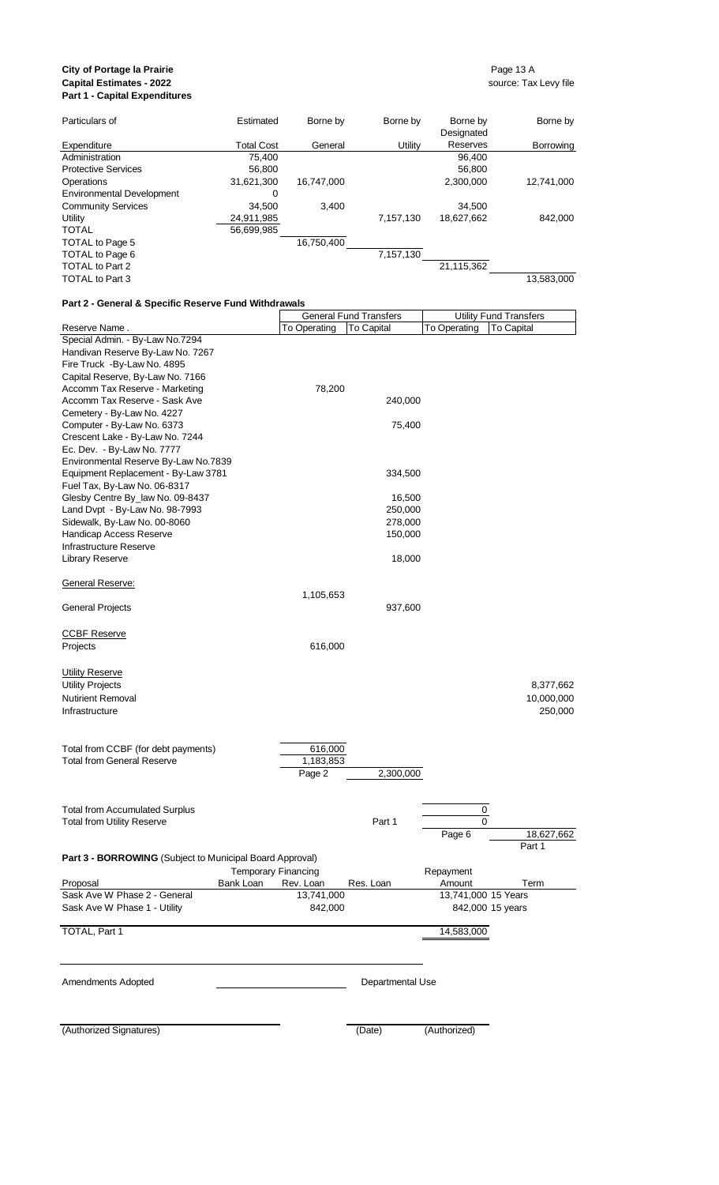**City of Portage la Prairie**
**Capital Estimates - 2022**
**Part 1 - Capital Expenditures**

Page 13 A
source: Tax Levy file

| Particulars of Expenditure | Estimated Total Cost | Borne by General | Borne by Utility | Borne by Designated Reserves | Borne by Borrowing |
|---|---|---|---|---|---|
| Administration | 75,400 | | | 96,400 | |
| Protective Services | 56,800 | | | 56,800 | |
| Operations | 31,621,300 | 16,747,000 | | 2,300,000 | 12,741,000 |
| Environmental Development | 0 | | | | |
| Community Services | 34,500 | 3,400 | | 34,500 | |
| Utility | 24,911,985 | | 7,157,130 | 18,627,662 | 842,000 |
| TOTAL | 56,699,985 | | | | |
| TOTAL to Page 5 | | 16,750,400 | | | |
| TOTAL to Page 6 | | | 7,157,130 | | |
| TOTAL to Part 2 | | | | 21,115,362 | |
| TOTAL to Part 3 | | | | | 13,583,000 |

## Part 2 - General & Specific Reserve Fund Withdrawals

| Reserve Name . | General Fund Transfers | | Utility Fund Transfers | |
|---|---|---|---|---|
| | To Operating | To Capital | To Operating | To Capital |
| Special Admin. - By-Law No.7294 | | | | |
| Handivan Reserve By-Law No. 7267 | | | | |
| Fire Truck -By-Law No. 4895 | | | | |
| Capital Reserve, By-Law No. 7166 | | | | |
| Accomm Tax Reserve - Marketing | 78,200 | | | |
| Accomm Tax Reserve - Sask Ave | | 240,000 | | |
| Cemetery - By-Law No. 4227 | | | | |
| Computer - By-Law No. 6373 | | 75,400 | | |
| Crescent Lake - By-Law No. 7244 | | | | |
| Ec. Dev. - By-Law No. 7777 | | | | |
| Environmental Reserve By-Law No.7839 | | | | |
| Equipment Replacement - By-Law 3781 | | 334,500 | | |
| Fuel Tax, By-Law No. 06-8317 | | | | |
| Glesby Centre By_law No. 09-8437 | | 16,500 | | |
| Land Dvpt - By-Law No. 98-7993 | | 250,000 | | |
| Sidewalk, By-Law No. 00-8060 | | 278,000 | | |
| Handicap Access Reserve | | 150,000 | | |
| Infrastructure Reserve | | | | |
| Library Reserve | | 18,000 | | |
| General Reserve: | 1,105,653 | | | |
| General Projects | | 937,600 | | |
| CCBF Reserve | | | | |
| Projects | 616,000 | | | |
| Utility Reserve | | | | |
| Utility Projects | | | | 8,377,662 |
| Nutirient Removal | | | | 10,000,000 |
| Infrastructure | | | | 250,000 |
| Total from CCBF (for debt payments) | 616,000 | | | |
| Total from General Reserve | 1,183,853 | | | |
| | Page 2 | 2,300,000 | | |
| Total from Accumulated Surplus | | | 0 | |
| Total from Utility Reserve | | Part 1 | 0 | |
| | | | Page 6 | 18,627,662 |
| | | | | Part 1 |

## Part 3 - BORROWING (Subject to Municipal Board Approval)

| Proposal | Temporary Financing Bank Loan | Rev. Loan | Res. Loan | Repayment Amount | Term |
|---|---|---|---|---|---|
| Sask Ave W Phase 2 - General | | 13,741,000 | | 13,741,000 | 15 Years |
| Sask Ave W Phase 1 - Utility | | 842,000 | | 842,000 | 15 years |
| TOTAL, Part 1 | | | | 14,583,000 | |

Amendments Adopted

Departmental Use

(Authorized Signatures) (Date) (Authorized)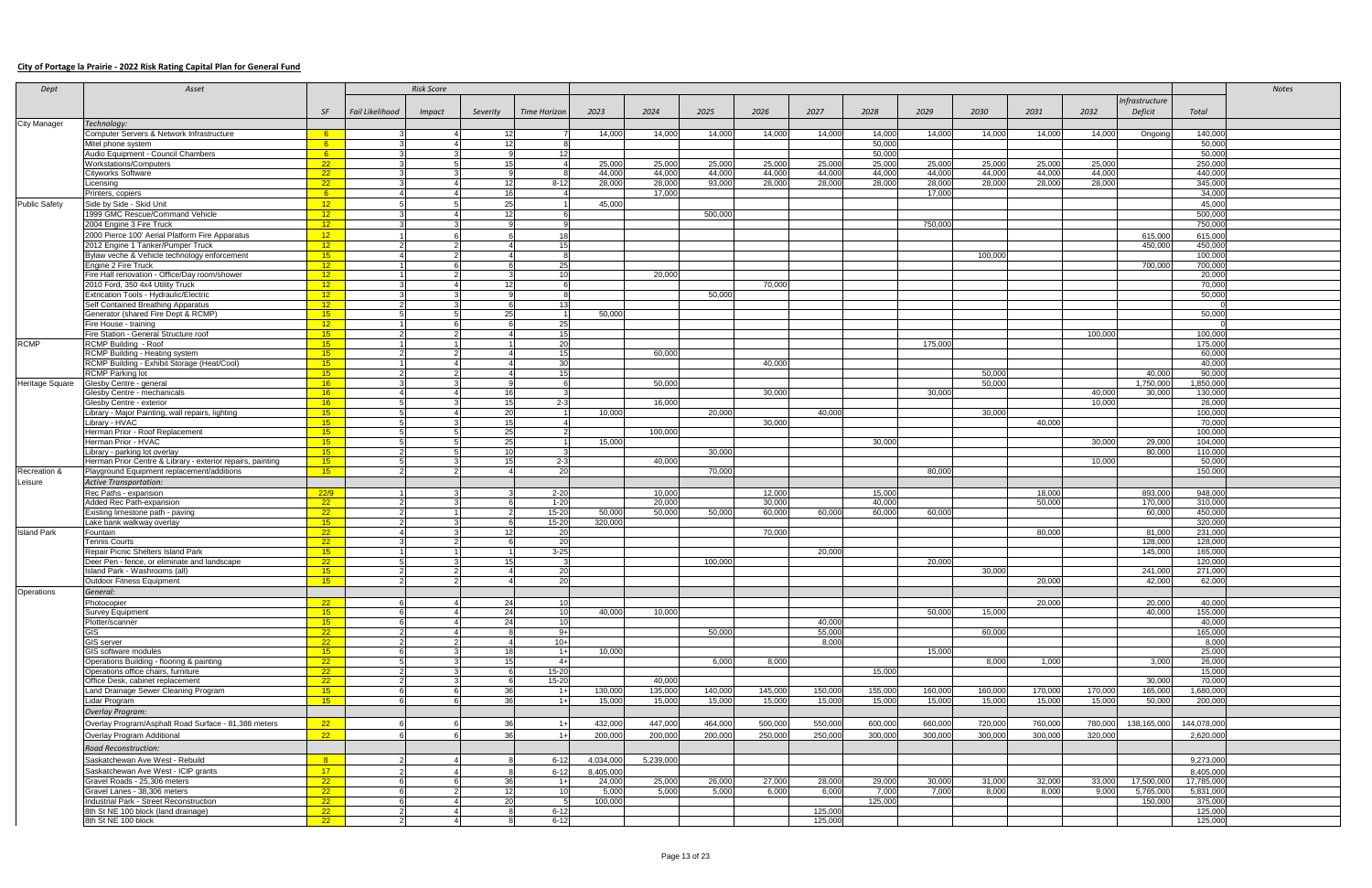## City of Portage la Prairie - 2022 Risk Rating Capital Plan for General Fund

| Dept | Asset | SF | Fail Likelihood | Impact | Severity | Time Horizon | 2023 | 2024 | 2025 | 2026 | 2027 | 2028 | 2029 | 2030 | 2031 | 2032 | Infrastructure Deficit | Total | Notes |
|---|---|---|---|---|---|---|---|---|---|---|---|---|---|---|---|---|---|---|---|
| | | | Risk Score | | | | | | | | | | | | | | | | |
| City Manager | *Technology:* | | | | | | | | | | | | | | | | | | |
| | Computer Servers & Network Infrastructure | 6 | 3 | 4 | 12 | 7 | 14,000 | 14,000 | 14,000 | 14,000 | 14,000 | 14,000 | 14,000 | 14,000 | 14,000 | 14,000 | Ongoing | 140,000 | |
| | Mitel phone system | 6 | 3 | 4 | 12 | 8 | | | | | | 50,000 | | | | | | 50,000 | |
| | Audio Equipment - Council Chambers | 6 | 3 | 3 | 9 | 12 | | | | | | 50,000 | | | | | | 50,000 | |
| | Workstations/Computers | 22 | 3 | 5 | 15 | 4 | 25,000 | 25,000 | 25,000 | 25,000 | 25,000 | 25,000 | 25,000 | 25,000 | 25,000 | 25,000 | | 250,000 | |
| | Cityworks Software | 22 | 3 | 3 | 9 | 8 | 44,000 | 44,000 | 44,000 | 44,000 | 44,000 | 44,000 | 44,000 | 44,000 | 44,000 | 44,000 | | 440,000 | |
| | Licensing | 22 | 3 | 4 | 12 | 8-12 | 28,000 | 28,000 | 93,000 | 28,000 | 28,000 | 28,000 | 28,000 | 28,000 | 28,000 | 28,000 | | 345,000 | |
| | Printers, copiers | 6 | 4 | 4 | 16 | 4 | | 17,000 | | | | | 17,000 | | | | | 34,000 | |
| Public Safety | Side by Side - Skid Unit | 12 | 5 | 5 | 25 | 1 | 45,000 | | | | | | | | | | | 45,000 | |
| | 1999 GMC Rescue/Command Vehicle | 12 | 3 | 4 | 12 | 6 | | | 500,000 | | | | | | | | | 500,000 | |
| | 2004 Engine 3 Fire Truck | 12 | 3 | 3 | 9 | 9 | | | | | | | 750,000 | | | | | 750,000 | |
| | 2000 Pierce 100' Aerial Platform Fire Apparatus | 12 | 1 | 6 | 6 | 18 | | | | | | | | | | | 615,000 | 615,000 | |
| | 2012 Engine 1 Tanker/Pumper Truck | 12 | 2 | 2 | 4 | 15 | | | | | | | | | | | 450,000 | 450,000 | |
| | Bylaw veche & Vehicle technology enforcement | 15 | 4 | 2 | 4 | 8 | | | | | | | | 100,000 | | | | 100,000 | |
| | Engine 2 Fire Truck | 12 | 1 | 6 | 6 | 25 | | | | | | | | | | | 700,000 | 700,000 | |
| | Fire Hall renovation - Office/Day room/shower | 12 | 1 | 2 | 3 | 10 | | 20,000 | | | | | | | | | | 20,000 | |
| | 2010 Ford, 350 4x4 Utility Truck | 12 | 3 | 4 | 12 | 6 | | | | 70,000 | | | | | | | | 70,000 | |
| | Extrication Tools - Hydraulic/Electric | 12 | 3 | 3 | 9 | 8 | | | 50,000 | | | | | | | | | 50,000 | |
| | Self Contained Breathing Apparatus | 12 | 2 | 3 | 6 | 13 | | | | | | | | | | | | 0 | |
| | Generator (shared Fire Dept & RCMP) | 15 | 5 | 5 | 25 | 1 | 50,000 | | | | | | | | | | | 50,000 | |
| | Fire House - training | 12 | 1 | 6 | 6 | 25 | | | | | | | | | | | | 0 | |
| | Fire Station - General Structure roof | 15 | 2 | 2 | 4 | 15 | | | | | | | | | | 100,000 | | 100,000 | |
| RCMP | RCMP Building - Roof | 15 | 1 | 1 | 1 | 20 | | | | | | | 175,000 | | | | | 175,000 | |
| | RCMP Building - Heating system | 15 | 2 | 2 | 4 | 15 | | 60,000 | | | | | | | | | | 60,000 | |
| | RCMP Building - Exhibit Storage (Heat/Cool) | 15 | 1 | 4 | 4 | 30 | | | | 40,000 | | | | | | | | 40,000 | |
| | RCMP Parking lot | 15 | 2 | 2 | 4 | 15 | | | | | | | | 50,000 | | | 40,000 | 90,000 | |
| Heritage Square | Glesby Centre - general | 16 | 3 | 3 | 9 | 6 | | 50,000 | | | | | | 50,000 | | | 1,750,000 | 1,850,000 | |
| | Glesby Centre - mechanicals | 16 | 4 | 4 | 16 | 3 | | | | 30,000 | | | 30,000 | | | 40,000 | 30,000 | 130,000 | |
| | Glesby Centre - exterior | 16 | 5 | 3 | 15 | 2-3 | | 16,000 | | | | | | | | 10,000 | | 26,000 | |
| | Library - Major Painting, wall repairs, lighting | 15 | 5 | 4 | 20 | 1 | 10,000 | | 20,000 | | 40,000 | | | 30,000 | | | | 100,000 | |
| | Library - HVAC | 15 | 5 | 3 | 15 | 4 | | | | 30,000 | | | | | 40,000 | | | 70,000 | |
| | Herman Prior - Roof Replacement | 15 | 5 | 5 | 25 | 2 | | 100,000 | | | | | | | | | | 100,000 | |
| | Herman Prior - HVAC | 15 | 5 | 5 | 25 | 1 | 15,000 | | | | | 30,000 | | | | 30,000 | 29,000 | 104,000 | |
| | Library - parking lot overlay | 15 | 2 | 5 | 10 | 3 | | | 30,000 | | | | | | | | 80,000 | 110,000 | |
| | Herman Prior Centre & Library - exterior repairs, painting | 15 | 5 | 3 | 15 | 2-3 | | 40,000 | | | | | | | | 10,000 | | 50,000 | |
| Recreation & Leisure | Playground Equipment replacement/additions | 15 | 2 | 2 | 4 | 20 | | | 70,000 | | | | 80,000 | | | | | 150,000 | |
| | *Active Transportation:* | | | | | | | | | | | | | | | | | | |
| | Rec Paths - expansion | 22/9 | 1 | 3 | 3 | 2-20 | | 10,000 | | 12,000 | | 15,000 | | | 18,000 | | 893,000 | 948,000 | |
| | Added Rec Path-expansion | 22 | 2 | 3 | 6 | 1-20 | | 20,000 | | 30,000 | | 40,000 | | | 50,000 | | 170,000 | 310,000 | |
| | Existing limestone path - paving | 22 | 2 | 1 | 2 | 15-20 | 50,000 | 50,000 | 50,000 | 60,000 | 60,000 | 60,000 | 60,000 | | | | 60,000 | 450,000 | |
| | Lake bank walkway overlay | 15 | 2 | 3 | 6 | 15-20 | 320,000 | | | | | | | | | | | 320,000 | |
| Island Park | Fountain | 22 | 4 | 3 | 12 | 20 | | | | 70,000 | | | | | 80,000 | | 81,000 | 231,000 | |
| | Tennis Courts | 22 | 3 | 2 | 6 | 20 | | | | | | | | | | | 128,000 | 128,000 | |
| | Repair Picnic Shelters Island Park | 15 | 1 | 1 | 1 | 3-25 | | | | | 20,000 | | | | | | 145,000 | 165,000 | |
| | Deer Pen - fence, or eliminate and landscape | 22 | 5 | 3 | 15 | 3 | | | 100,000 | | | | 20,000 | | | | | 120,000 | |
| | Island Park - Washrooms (all) | 15 | 2 | 2 | 4 | 20 | | | | | | | | 30,000 | | | 241,000 | 271,000 | |
| | Outdoor Fitness Equipment | 15 | 2 | 2 | 4 | 20 | | | | | | | | | 20,000 | | 42,000 | 62,000 | |
| Operations | *General:* | | | | | | | | | | | | | | | | | | |
| | Photocopier | 22 | 6 | 4 | 24 | 10 | | | | | | | | | 20,000 | | 20,000 | 40,000 | |
| | Survey Equipment | 15 | 6 | 4 | 24 | 10 | 40,000 | 10,000 | | | | | 50,000 | 15,000 | | | 40,000 | 155,000 | |
| | Plotter/scanner | 15 | 6 | 4 | 24 | 10 | | | | | 40,000 | | | | | | | 40,000 | |
| | GIS | 22 | 2 | 4 | 8 | 9+ | | | 50,000 | | 55,000 | | | 60,000 | | | | 165,000 | |
| | GIS server | 22 | 2 | 2 | 4 | 10+ | | | | | 8,000 | | | | | | | 8,000 | |
| | GIS software modules | 15 | 6 | 3 | 18 | 1+ | 10,000 | | | | | | 15,000 | | | | | 25,000 | |
| | Operations Building - flooring & painting | 22 | 5 | 3 | 15 | 4+ | | | 6,000 | 8,000 | | | | 8,000 | 1,000 | | 3,000 | 26,000 | |
| | Operations office chairs, furniture | 22 | 2 | 3 | 6 | 15-20 | | | | | | 15,000 | | | | | | 15,000 | |
| | Office Desk, cabinet replacement | 22 | 2 | 3 | 6 | 15-20 | | 40,000 | | | | | | | | | 30,000 | 70,000 | |
| | Land Drainage Sewer Cleaning Program | 15 | 6 | 6 | 36 | 1+ | 130,000 | 135,000 | 140,000 | 145,000 | 150,000 | 155,000 | 160,000 | 160,000 | 170,000 | 170,000 | 165,000 | 1,680,000 | |
| | Lidar Program | 15 | 6 | 6 | 36 | 1+ | 15,000 | 15,000 | 15,000 | 15,000 | 15,000 | 15,000 | 15,000 | 15,000 | 15,000 | 15,000 | 50,000 | 200,000 | |
| | *Overlay Program:* | | | | | | | | | | | | | | | | | | |
| | Overlay Program/Asphalt Road Surface - 81,388 meters | 22 | 6 | 6 | 36 | 1+ | 432,000 | 447,000 | 464,000 | 500,000 | 550,000 | 600,000 | 660,000 | 720,000 | 760,000 | 780,000 | 138,165,000 | 144,078,000 | |
| | Overlay Program Additional | 22 | 6 | 6 | 36 | 1+ | 200,000 | 200,000 | 200,000 | 250,000 | 250,000 | 300,000 | 300,000 | 300,000 | 300,000 | 320,000 | | 2,620,000 | |
| | *Road Reconstruction:* | | | | | | | | | | | | | | | | | | |
| | Saskatchewan Ave West - Rebuild | 8 | 2 | 4 | 8 | 6-12 | 4,034,000 | 5,239,000 | | | | | | | | | | 9,273,000 | |
| | Saskatchewan Ave West - ICIP grants | 17 | 2 | 4 | 8 | 6-12 | 8,405,000 | | | | | | | | | | | 8,405,000 | |
| | Gravel Roads - 25,306 meters | 22 | 6 | 6 | 36 | 1+ | 24,000 | 25,000 | 26,000 | 27,000 | 28,000 | 29,000 | 30,000 | 31,000 | 32,000 | 33,000 | 17,500,000 | 17,785,000 | |
| | Gravel Lanes - 38,306 meters | 22 | 6 | 2 | 12 | 10 | 5,000 | 5,000 | 5,000 | 6,000 | 6,000 | 7,000 | 7,000 | 8,000 | 8,000 | 9,000 | 5,765,000 | 5,831,000 | |
| | Industrial Park - Street Reconstruction | 22 | 6 | 4 | 20 | 5 | 100,000 | | | | | 125,000 | | | | | 150,000 | 375,000 | |
| | 8th St NE 100 block (land drainage) | 22 | 2 | 4 | 8 | 6-12 | | | | | 125,000 | | | | | | | 125,000 | |
| | 8th St NE 100 block | 22 | 2 | 4 | 8 | 6-12 | | | | | 125,000 | | | | | | | 125,000 | |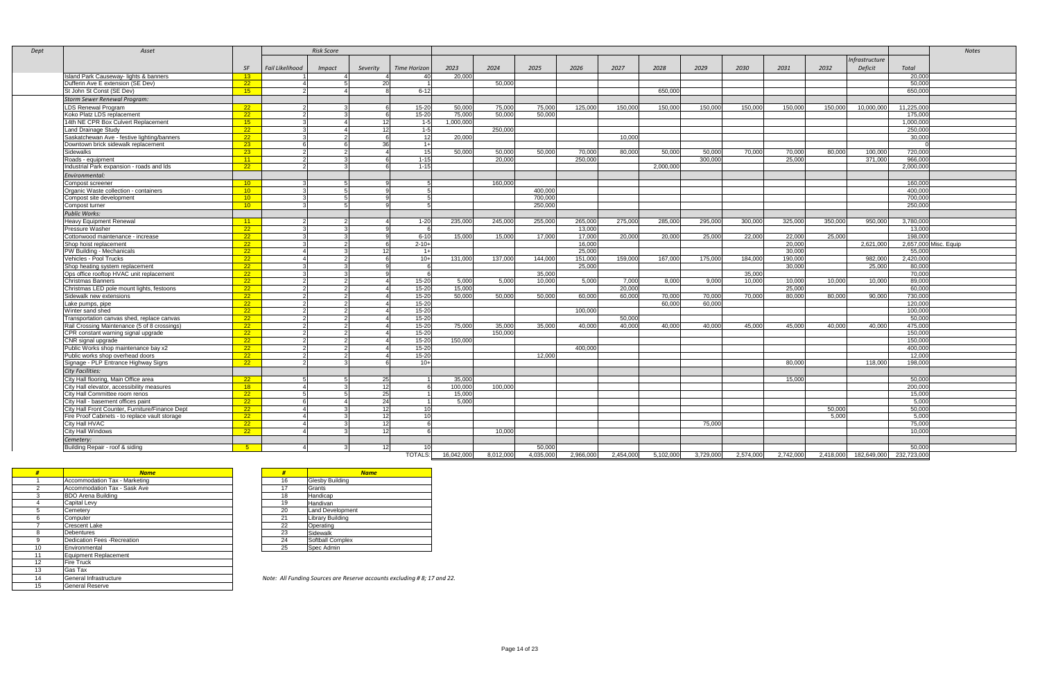| Dept | Asset | SF | Risk Score | | | Time Horizon | 2023 | 2024 | 2025 | 2026 | 2027 | 2028 | 2029 | 2030 | 2031 | 2032 | Infrastructure Deficit | Total | Notes |
|---|---|---|---|---|---|---|---|---|---|---|---|---|---|---|---|---|---|---|---|
| | | | Fail Likelihood | Impact | Severity | | | | | | | | | | | | | | |
| | Island Park Causeway- lights & banners | 13 | 1 | 4 | 4 | 40 | 20,000 | | | | | | | | | | | 20,000 | |
| | Dufferin Ave E extension (SE Dev) | 22 | 4 | 5 | 20 | 1 | | 50,000 | | | | | | | | | | 50,000 | |
| | St John St Const (SE Dev) | 15 | 2 | 4 | 8 | 6-12 | | | | | | 650,000 | | | | | | 650,000 | |
| | *Storm Sewer Renewal Program:* | | | | | | | | | | | | | | | | | | |
| | LDS Renewal Program | 22 | 2 | 3 | 6 | 15-20 | 50,000 | 75,000 | 75,000 | 125,000 | 150,000 | 150,000 | 150,000 | 150,000 | 150,000 | 150,000 | 10,000,000 | 11,225,000 | |
| | Koko Platz LDS replacement | 22 | 2 | 3 | 6 | 15-20 | 75,000 | 50,000 | 50,000 | | | | | | | | | 175,000 | |
| | 14th NE CPR Box Culvert Replacement | 15 | 3 | 4 | 12 | 1-5 | 1,000,000 | | | | | | | | | | | 1,000,000 | |
| | Land Drainage Study | 22 | 3 | 4 | 12 | 1-5 | | 250,000 | | | | | | | | | | 250,000 | |
| | Saskatchewan Ave - festive lighting/banners | 22 | 3 | 2 | 6 | 12 | 20,000 | | | | 10,000 | | | | | | | 30,000 | |
| | Downtown brick sidewalk replacement | 23 | 6 | 6 | 36 | 1+ | | | | | | | | | | | | 0 | |
| | Sidewalks | 23 | 2 | 2 | 4 | 15 | 50,000 | 50,000 | 50,000 | 70,000 | 80,000 | 50,000 | 50,000 | 70,000 | 70,000 | 80,000 | 100,000 | 720,000 | |
| | Roads - equipment | 11 | 2 | 3 | 6 | 1-15 | | 20,000 | | 250,000 | | | 300,000 | | 25,000 | | 371,000 | 966,000 | |
| | Industrial Park expansion - roads and lds | 22 | 2 | 3 | 6 | 1-15 | | | | | | 2,000,000 | | | | | | 2,000,000 | |
| | *Environmental:* | | | | | | | | | | | | | | | | | | |
| | Compost screener | 10 | 3 | 5 | 9 | 5 | | 160,000 | | | | | | | | | | 160,000 | |
| | Organic Waste collection - containers | 10 | 3 | 5 | 9 | 5 | | | 400,000 | | | | | | | | | 400,000 | |
| | Compost site development | 10 | 3 | 5 | 9 | 5 | | | 700,000 | | | | | | | | | 700,000 | |
| | Compost turner | 10 | 3 | 5 | 9 | 5 | | | 250,000 | | | | | | | | | 250,000 | |
| | *Public Works:* | | | | | | | | | | | | | | | | | | |
| | Heavy Equipment Renewal | 11 | 2 | 2 | 4 | 1-20 | 235,000 | 245,000 | 255,000 | 265,000 | 275,000 | 285,000 | 295,000 | 300,000 | 325,000 | 350,000 | 950,000 | 3,780,000 | |
| | Pressure Washer | 22 | 3 | 3 | 9 | 6 | | | | 13,000 | | | | | | | | 13,000 | |
| | Cottonwood maintenance - increase | 22 | 3 | 3 | 9 | 6-10 | 15,000 | 15,000 | 17,000 | 17,000 | 20,000 | 20,000 | 25,000 | 22,000 | 22,000 | 25,000 | | 198,000 | |
| | Shop hoist replacement | 22 | 3 | 2 | 6 | 2-10+ | | | | 16,000 | | | | | 20,000 | | 2,621,000 | 2,657,000 | Misc. Equip |
| | PW Building - Mechanicals | 22 | 4 | 3 | 12 | 1+ | | | | 25,000 | | | | | 30,000 | | | 55,000 | |
| | Vehicles - Pool Trucks | 22 | 4 | 2 | 6 | 10+ | 131,000 | 137,000 | 144,000 | 151,000 | 159,000 | 167,000 | 175,000 | 184,000 | 190,000 | | 982,000 | 2,420,000 | |
| | Shop heating system replacement | 22 | 3 | 3 | 9 | 6 | | | | 25,000 | | | | | 30,000 | | 25,000 | 80,000 | |
| | Ops office rooftop HVAC unit replacement | 22 | 3 | 3 | 9 | 6 | | | 35,000 | | | | | 35,000 | | | | 70,000 | |
| | Christmas Banners | 22 | 2 | 2 | 4 | 15-20 | 5,000 | 5,000 | 10,000 | 5,000 | 7,000 | 8,000 | 9,000 | 10,000 | 10,000 | 10,000 | 10,000 | 89,000 | |
| | Christmas LED pole mount lights, festoons | 22 | 2 | 2 | 4 | 15-20 | 15,000 | | | | 20,000 | | | | 25,000 | | | 60,000 | |
| | Sidewalk new extensions | 22 | 2 | 2 | 4 | 15-20 | 50,000 | 50,000 | 50,000 | 60,000 | 60,000 | 70,000 | 70,000 | 70,000 | 80,000 | 80,000 | 90,000 | 730,000 | |
| | Lake pumps, pipe | 22 | 2 | 2 | 4 | 15-20 | | | | | | 60,000 | 60,000 | | | | | 120,000 | |
| | Winter sand shed | 22 | 2 | 2 | 4 | 15-20 | | | | 100,000 | | | | | | | | 100,000 | |
| | Transportation canvas shed, replace canvas | 22 | 2 | 2 | 4 | 15-20 | | | | | 50,000 | | | | | | | 50,000 | |
| | Rail Crossing Maintenance (5 of 8 crossings) | 22 | 2 | 2 | 4 | 15-20 | 75,000 | 35,000 | 35,000 | 40,000 | 40,000 | 40,000 | 40,000 | 45,000 | 45,000 | 40,000 | 40,000 | 475,000 | |
| | CPR constant warning signal upgrade | 22 | 2 | 2 | 4 | 15-20 | | 150,000 | | | | | | | | | | 150,000 | |
| | CNR signal upgrade | 22 | 2 | 2 | 4 | 15-20 | 150,000 | | | | | | | | | | | 150,000 | |
| | Public Works shop maintenance bay x2 | 22 | 2 | 2 | 4 | 15-20 | | | | 400,000 | | | | | | | | 400,000 | |
| | Public works shop overhead doors | 22 | 2 | 2 | 4 | 15-20 | | | 12,000 | | | | | | | | | 12,000 | |
| | Signage - PLP Entrance Highway Signs | 22 | 2 | 3 | 6 | 10+ | | | | | | | | | 80,000 | | 118,000 | 198,000 | |
| | *City Facilities:* | | | | | | | | | | | | | | | | | | |
| | City Hall flooring, Main Office area | 22 | 5 | 5 | 25 | 1 | 35,000 | | | | | | | | 15,000 | | | 50,000 | |
| | City Hall elevator, accessibility measures | 18 | 4 | 3 | 12 | 6 | 100,000 | 100,000 | | | | | | | | | | 200,000 | |
| | City Hall Committee room renos | 22 | 5 | 5 | 25 | 1 | 15,000 | | | | | | | | | | | 15,000 | |
| | City Hall - basement offices paint | 22 | 6 | 4 | 24 | 1 | 5,000 | | | | | | | | | | | 5,000 | |
| | City Hall Front Counter, Furniture/Finance Dept | 22 | 4 | 3 | 12 | 10 | | | | | | | | | | 50,000 | | 50,000 | |
| | Fire Proof Cabinets - to replace vault storage | 22 | 4 | 3 | 12 | 10 | | | | | | | | | | 5,000 | | 5,000 | |
| | City Hall HVAC | 22 | 4 | 3 | 12 | 6 | | | | | | | 75,000 | | | | | 75,000 | |
| | City Hall Windows | 22 | 4 | 3 | 12 | 6 | | 10,000 | | | | | | | | | | 10,000 | |
| | *Cemetery:* | | | | | | | | | | | | | | | | | | |
| | Building Repair - roof & siding | 5 | 4 | 3 | 12 | 10 | | | 50,000 | | | | | | | | | 50,000 | |
| | | | | | | TOTALS: | 16,042,000 | 8,012,000 | 4,035,000 | 2,966,000 | 2,454,000 | 5,102,000 | 3,729,000 | 2,574,000 | 2,742,000 | 2,418,000 | 182,649,000 | 232,723,000 | |

| # | Name |
|---|---|
| 1 | Accommodation Tax - Marketing |
| 2 | Accommodation Tax - Sask Ave |
| 3 | BDO Arena Building |
| 4 | Capital Levy |
| 5 | Cemetery |
| 6 | Computer |
| 7 | Crescent Lake |
| 8 | Debentures |
| 9 | Dedication Fees -Recreation |
| 10 | Environmental |
| 11 | Equipment Replacement |
| 12 | Fire Truck |
| 13 | Gas Tax |
| 14 | General Infrastructure |
| 15 | General Reserve |

| # | Name |
|---|---|
| 16 | Glesby Building |
| 17 | Grants |
| 18 | Handicap |
| 19 | Handivan |
| 20 | Land Development |
| 21 | Library Building |
| 22 | Operating |
| 23 | Sidewalk |
| 24 | Softball Complex |
| 25 | Spec Admin |

*Note: All Funding Sources are Reserve accounts excluding # 8; 17 and 22.*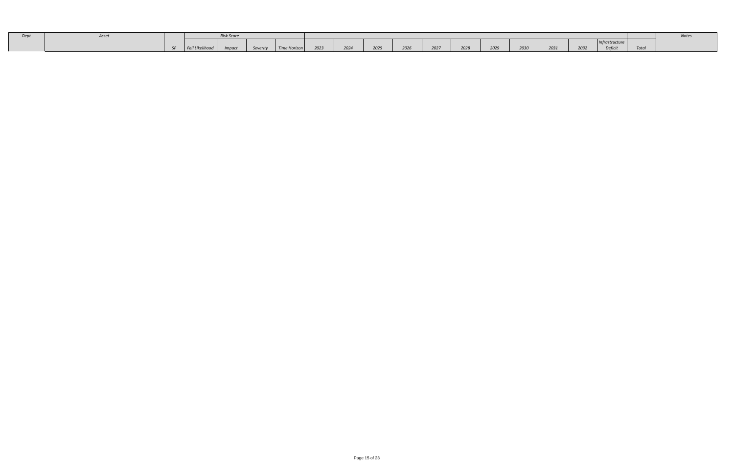| Dept | Asset | | Risk Score | | | | | | | | | | | | | | | | Notes |
|---|---|---|---|---|---|---|---|---|---|---|---|---|---|---|---|---|---|---|---|
| | | SF | Fail Likelihood | Impact | Severity | Time Horizon | 2023 | 2024 | 2025 | 2026 | 2027 | 2028 | 2029 | 2030 | 2031 | 2032 | Infrastructure Deficit | Total | |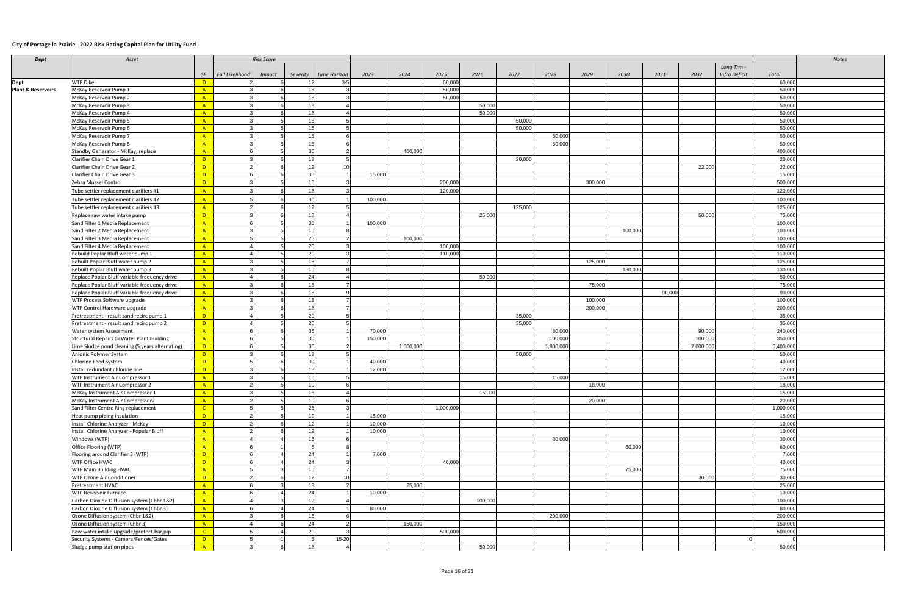**City of Portage la Prairie - 2022 Risk Rating Capital Plan for Utility Fund**

| Dept | Asset | | Risk Score | | | | | | | | | | | | | | | | Notes |
|---|---|---|---|---|---|---|---|---|---|---|---|---|---|---|---|---|---|---|---|
| | | SF | Fail Likelihood | Impact | Severity | Time Horizon | 2023 | 2024 | 2025 | 2026 | 2027 | 2028 | 2029 | 2030 | 2031 | 2032 | Long Trm - Infra Deficit | Total | |
| Dept | WTP Dike | D | 2 | 6 | 12 | 3-5 | | | 60,000 | | | | | | | | | 60,000 | |
| Plant & Reservoirs | McKay Reservoir Pump 1 | A | 3 | 6 | 18 | 3 | | | 50,000 | | | | | | | | | 50,000 | |
| | McKay Reservoir Pump 2 | A | 3 | 6 | 18 | 3 | | | 50,000 | | | | | | | | | 50,000 | |
| | McKay Reservoir Pump 3 | A | 3 | 6 | 18 | 4 | | | | 50,000 | | | | | | | | 50,000 | |
| | McKay Reservoir Pump 4 | A | 3 | 6 | 18 | 4 | | | | 50,000 | | | | | | | | 50,000 | |
| | McKay Reservoir Pump 5 | A | 3 | 5 | 15 | 5 | | | | | 50,000 | | | | | | | 50,000 | |
| | McKay Reservoir Pump 6 | A | 3 | 5 | 15 | 5 | | | | | 50,000 | | | | | | | 50,000 | |
| | McKay Reservoir Pump 7 | A | 3 | 5 | 15 | 6 | | | | | | 50,000 | | | | | | 50,000 | |
| | McKay Reservoir Pump 8 | A | 3 | 5 | 15 | 6 | | | | | | 50,000 | | | | | | 50,000 | |
| | Standby Generator - McKay, replace | A | 6 | 5 | 30 | 2 | | 400,000 | | | | | | | | | | 400,000 | |
| | Clarifier Chain Drive Gear 1 | D | 3 | 6 | 18 | 5 | | | | | 20,000 | | | | | | | 20,000 | |
| | Clarifier Chain Drive Gear 2 | D | 2 | 6 | 12 | 10 | | | | | | | | | | 22,000 | | 22,000 | |
| | Clarifier Chain Drive Gear 3 | D | 6 | 6 | 36 | 1 | 15,000 | | | | | | | | | | | 15,000 | |
| | Zebra Mussel Control | D | 3 | 5 | 15 | 3 | | | 200,000 | | | | 300,000 | | | | | 500,000 | |
| | Tube settler replacement clarifiers #1 | A | 3 | 6 | 18 | 3 | | | 120,000 | | | | | | | | | 120,000 | |
| | Tube settler replacement clarifiers #2 | A | 5 | 6 | 30 | 1 | 100,000 | | | | | | | | | | | 100,000 | |
| | Tube settler replacement clarifiers #3 | A | 2 | 6 | 12 | 5 | | | | | 125,000 | | | | | | | 125,000 | |
| | Replace raw water intake pump | D | 3 | 6 | 18 | 4 | | | | 25,000 | | | | | | 50,000 | | 75,000 | |
| | Sand Filter 1 Media Replacement | A | 6 | 5 | 30 | 1 | 100,000 | | | | | | | | | | | 100,000 | |
| | Sand Filter 2 Media Replacement | A | 3 | 5 | 15 | 8 | | | | | | | | 100,000 | | | | 100,000 | |
| | Sand Filter 3 Media Replacement | A | 5 | 5 | 25 | 2 | | 100,000 | | | | | | | | | | 100,000 | |
| | Sand Filter 4 Media Replacement | A | 4 | 5 | 20 | 3 | | | 100,000 | | | | | | | | | 100,000 | |
| | Rebuild Poplar Bluff water pump 1 | A | 4 | 5 | 20 | 3 | | | 110,000 | | | | | | | | | 110,000 | |
| | Rebuilt Poplar Bluff water pump 2 | A | 3 | 5 | 15 | 7 | | | | | | | 125,000 | | | | | 125,000 | |
| | Rebuilt Poplar Bluff water pump 3 | A | 3 | 5 | 15 | 8 | | | | | | | | 130,000 | | | | 130,000 | |
| | Replace Poplar Bluff variable frequency drive | A | 4 | 6 | 24 | 4 | | | | 50,000 | | | | | | | | 50,000 | |
| | Replace Poplar Bluff variable frequency drive | A | 3 | 6 | 18 | 7 | | | | | | | 75,000 | | | | | 75,000 | |
| | Replace Poplar Bluff variable frequency drive | A | 3 | 6 | 18 | 9 | | | | | | | | | 90,000 | | | 90,000 | |
| | WTP Process Software upgrade | A | 3 | 6 | 18 | 7 | | | | | | | 100,000 | | | | | 100,000 | |
| | WTP Control Hardware upgrade | A | 3 | 6 | 18 | 7 | | | | | | | 200,000 | | | | | 200,000 | |
| | Pretreatment - result sand recirc pump 1 | D | 4 | 5 | 20 | 5 | | | | | 35,000 | | | | | | | 35,000 | |
| | Pretreatment - result sand recirc pump 2 | D | 4 | 5 | 20 | 5 | | | | | 35,000 | | | | | | | 35,000 | |
| | Water system Assessment | A | 6 | 6 | 36 | 1 | 70,000 | | | | | 80,000 | | | | 90,000 | | 240,000 | |
| | Structural Repairs to Water Plant Building | A | 6 | 5 | 30 | 1 | 150,000 | | | | | 100,000 | | | | 100,000 | | 350,000 | |
| | Lime Sludge pond cleaning (5 years alternating) | D | 6 | 5 | 30 | 2 | | 1,600,000 | | | | 1,800,000 | | | | 2,000,000 | | 5,400,000 | |
| | Anionic Polymer System | D | 3 | 6 | 18 | 5 | | | | | 50,000 | | | | | | | 50,000 | |
| | Chlorine Feed System | D | 5 | 6 | 30 | 1 | 40,000 | | | | | | | | | | | 40,000 | |
| | Install redundant chlorine line | D | 3 | 6 | 18 | 1 | 12,000 | | | | | | | | | | | 12,000 | |
| | WTP Instrument Air Compressor 1 | A | 3 | 5 | 15 | 5 | | | | | | 15,000 | | | | | | 15,000 | |
| | WTP Instrument Air Compressor 2 | A | 2 | 5 | 10 | 6 | | | | | | | 18,000 | | | | | 18,000 | |
| | McKay Instrument Air Compressor 1 | A | 3 | 5 | 15 | 4 | | | | 15,000 | | | | | | | | 15,000 | |
| | McKay Instrument Air Compressor2 | A | 2 | 5 | 10 | 6 | | | | | | | 20,000 | | | | | 20,000 | |
| | Sand Filter Centre Ring replacement | C | 5 | 5 | 25 | 3 | | | 1,000,000 | | | | | | | | | 1,000,000 | |
| | Heat pump piping insulation | D | 2 | 5 | 10 | 1 | 15,000 | | | | | | | | | | | 15,000 | |
| | Install Chlorine Analyzer - McKay | D | 2 | 6 | 12 | 1 | 10,000 | | | | | | | | | | | 10,000 | |
| | Install Chlorine Analyzer - Popular Bluff | A | 2 | 6 | 12 | 1 | 10,000 | | | | | | | | | | | 10,000 | |
| | Windows (WTP) | A | 4 | 4 | 16 | 6 | | | | | | 30,000 | | | | | | 30,000 | |
| | Office Flooring (WTP) | A | 6 | 1 | 6 | 8 | | | | | | | | 60,000 | | | | 60,000 | |
| | Flooring around Clarifier 3 (WTP) | D | 6 | 4 | 24 | 1 | 7,000 | | | | | | | | | | | 7,000 | |
| | WTP Office HVAC | D | 6 | 4 | 24 | 3 | | | 40,000 | | | | | | | | | 40,000 | |
| | WTP Main Building HVAC | A | 5 | 3 | 15 | 7 | | | | | | | | 75,000 | | | | 75,000 | |
| | WTP Ozone Air Conditioner | D | 2 | 6 | 12 | 10 | | | | | | | | | | 30,000 | | 30,000 | |
| | Pretreatment HVAC | A | 6 | 3 | 18 | 2 | | 25,000 | | | | | | | | | | 25,000 | |
| | WTP Reservoir Furnace | A | 6 | 4 | 24 | 1 | 10,000 | | | | | | | | | | | 10,000 | |
| | Carbon Dioxide Diffusion system (Chbr 1&2) | A | 4 | 3 | 12 | 4 | | | | 100,000 | | | | | | | | 100,000 | |
| | Carbon Dioxide Diffusion system (Chbr 3) | A | 6 | 4 | 24 | 1 | 80,000 | | | | | | | | | | | 80,000 | |
| | Ozone Diffusion system (Chbr 1&2) | A | 3 | 6 | 18 | 6 | | | | | | 200,000 | | | | | | 200,000 | |
| | Ozone Diffusion system (Chbr 3) | A | 4 | 6 | 24 | 2 | | 150,000 | | | | | | | | | | 150,000 | |
| | Raw water intake upgrade/protect-bar,pip | C | 5 | 4 | 20 | 3 | | | 500,000 | | | | | | | | | 500,000 | |
| | Security Systems - Camera/Fences/Gates | D | 5 | 1 | 5 | 15-20 | | | | | | | | | | | 0 | 0 | |
| | Sludge pump station pipes | A | 3 | 6 | 18 | 4 | | | | 50,000 | | | | | | | | 50,000 | |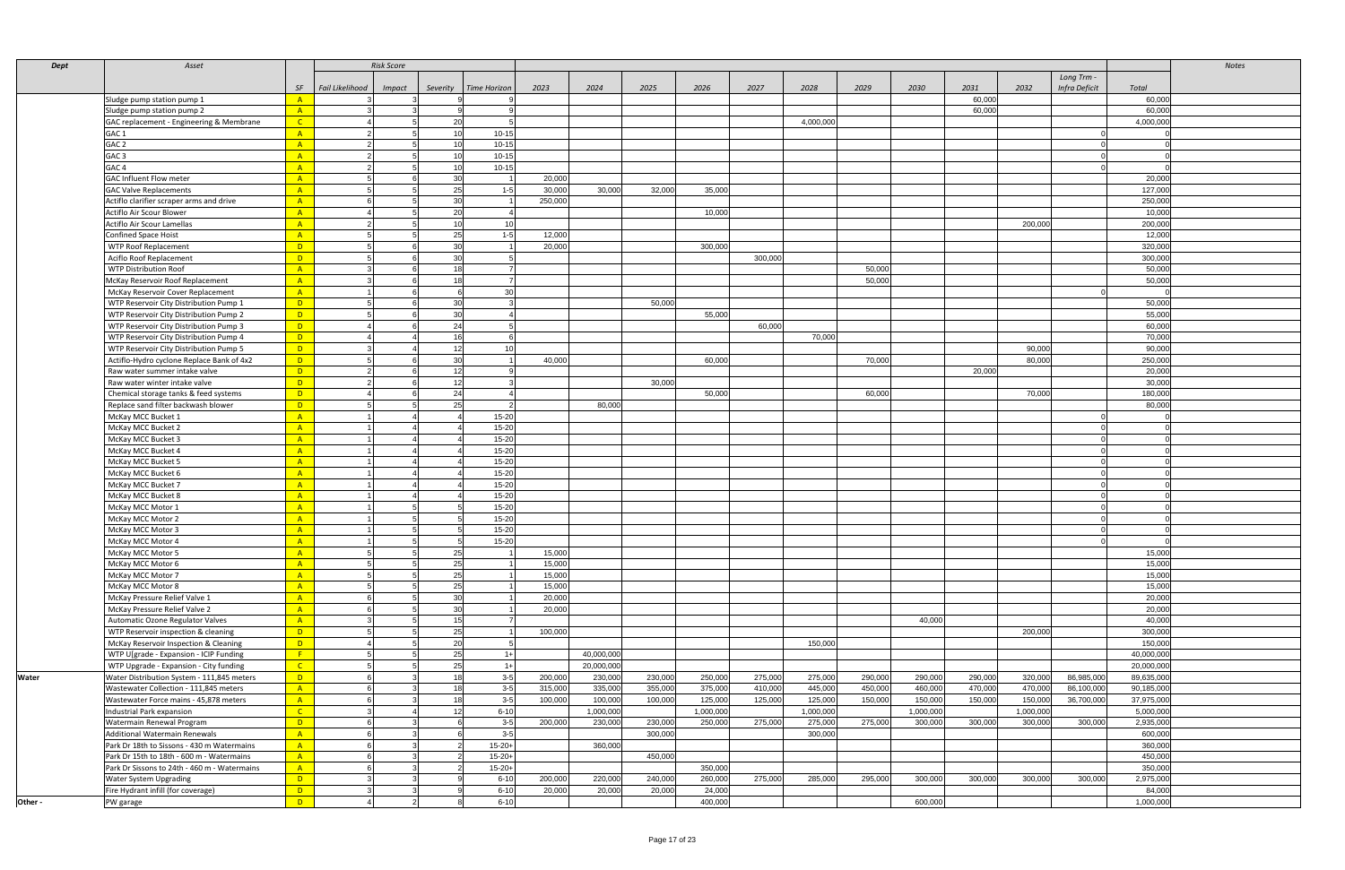| Dept | Asset | | Risk Score | | | | | | | | | | | | | | | | | Notes |
|---|---|---|---|---|---|---|---|---|---|---|---|---|---|---|---|---|---|---|---|---|
| | | SF | Fail Likelihood | Impact | Severity | Time Horizon | 2023 | 2024 | 2025 | 2026 | 2027 | 2028 | 2029 | 2030 | 2031 | 2032 | Long Trm - Infra Deficit | Total | | |
| | Sludge pump station pump 1 | A | 3 | 3 | 9 | 9 | | | | | | | | | 60,000 | | | 60,000 | | |
| | Sludge pump station pump 2 | A | 3 | 3 | 9 | 9 | | | | | | | | | 60,000 | | | 60,000 | | |
| | GAC replacement - Engineering & Membrane | C | 4 | 5 | 20 | 5 | | | | | | 4,000,000 | | | | | | 4,000,000 | | |
| | GAC 1 | A | 2 | 5 | 10 | 10-15 | | | | | | | | | | | 0 | 0 | | |
| | GAC 2 | A | 2 | 5 | 10 | 10-15 | | | | | | | | | | | 0 | 0 | | |
| | GAC 3 | A | 2 | 5 | 10 | 10-15 | | | | | | | | | | | 0 | 0 | | |
| | GAC 4 | A | 2 | 5 | 10 | 10-15 | | | | | | | | | | | 0 | 0 | | |
| | GAC Influent Flow meter | A | 5 | 6 | 30 | 1 | 20,000 | | | | | | | | | | | 20,000 | | |
| | GAC Valve Replacements | A | 5 | 5 | 25 | 1-5 | 30,000 | 30,000 | 32,000 | 35,000 | | | | | | | | 127,000 | | |
| | Actiflo clarifier scraper arms and drive | A | 6 | 5 | 30 | 1 | 250,000 | | | | | | | | | | | 250,000 | | |
| | Actiflo Air Scour Blower | A | 4 | 5 | 20 | 4 | | | | 10,000 | | | | | | | | 10,000 | | |
| | Actiflo Air Scour Lamellas | A | 2 | 5 | 10 | 10 | | | | | | | | | | 200,000 | | 200,000 | | |
| | Confined Space Hoist | A | 5 | 5 | 25 | 1-5 | 12,000 | | | | | | | | | | | 12,000 | | |
| | WTP Roof Replacement | D | 5 | 6 | 30 | 1 | 20,000 | | | 300,000 | | | | | | | | 320,000 | | |
| | Aciflo Roof Replacement | D | 5 | 6 | 30 | 5 | | | | | 300,000 | | | | | | | 300,000 | | |
| | WTP Distribution Roof | A | 3 | 6 | 18 | 7 | | | | | | | 50,000 | | | | | 50,000 | | |
| | McKay Reservoir Roof Replacement | A | 3 | 6 | 18 | 7 | | | | | | | 50,000 | | | | | 50,000 | | |
| | McKay Reservoir Cover Replacement | A | 1 | 6 | 6 | 30 | | | | | | | | | | | 0 | 0 | | |
| | WTP Reservoir City Distribution Pump 1 | D | 5 | 6 | 30 | 3 | | | 50,000 | | | | | | | | | 50,000 | | |
| | WTP Reservoir City Distribution Pump 2 | D | 5 | 6 | 30 | 4 | | | | 55,000 | | | | | | | | 55,000 | | |
| | WTP Reservoir City Distribution Pump 3 | D | 4 | 6 | 24 | 5 | | | | | 60,000 | | | | | | | 60,000 | | |
| | WTP Reservoir City Distribution Pump 4 | D | 4 | 4 | 16 | 6 | | | | | | 70,000 | | | | | | 70,000 | | |
| | WTP Reservoir City Distribution Pump 5 | D | 3 | 4 | 12 | 10 | | | | | | | | | | 90,000 | | 90,000 | | |
| | Actiflo-Hydro cyclone Replace Bank of 4x2 | D | 5 | 6 | 30 | 1 | 40,000 | | | 60,000 | | | 70,000 | | | 80,000 | | 250,000 | | |
| | Raw water summer intake valve | D | 2 | 6 | 12 | 9 | | | | | | | | | 20,000 | | | 20,000 | | |
| | Raw water winter intake valve | D | 2 | 6 | 12 | 3 | | | 30,000 | | | | | | | | | 30,000 | | |
| | Chemical storage tanks & feed systems | D | 4 | 6 | 24 | 4 | | | | 50,000 | | | 60,000 | | | 70,000 | | 180,000 | | |
| | Replace sand filter backwash blower | D | 5 | 5 | 25 | 2 | | 80,000 | | | | | | | | | | 80,000 | | |
| | McKay MCC Bucket 1 | A | 1 | 4 | 4 | 15-20 | | | | | | | | | | | 0 | 0 | | |
| | McKay MCC Bucket 2 | A | 1 | 4 | 4 | 15-20 | | | | | | | | | | | 0 | 0 | | |
| | McKay MCC Bucket 3 | A | 1 | 4 | 4 | 15-20 | | | | | | | | | | | 0 | 0 | | |
| | McKay MCC Bucket 4 | A | 1 | 4 | 4 | 15-20 | | | | | | | | | | | 0 | 0 | | |
| | McKay MCC Bucket 5 | A | 1 | 4 | 4 | 15-20 | | | | | | | | | | | 0 | 0 | | |
| | McKay MCC Bucket 6 | A | 1 | 4 | 4 | 15-20 | | | | | | | | | | | 0 | 0 | | |
| | McKay MCC Bucket 7 | A | 1 | 4 | 4 | 15-20 | | | | | | | | | | | 0 | 0 | | |
| | McKay MCC Bucket 8 | A | 1 | 4 | 4 | 15-20 | | | | | | | | | | | 0 | 0 | | |
| | McKay MCC Motor 1 | A | 1 | 5 | 5 | 15-20 | | | | | | | | | | | 0 | 0 | | |
| | McKay MCC Motor 2 | A | 1 | 5 | 5 | 15-20 | | | | | | | | | | | 0 | 0 | | |
| | McKay MCC Motor 3 | A | 1 | 5 | 5 | 15-20 | | | | | | | | | | | 0 | 0 | | |
| | McKay MCC Motor 4 | A | 1 | 5 | 5 | 15-20 | | | | | | | | | | | 0 | 0 | | |
| | McKay MCC Motor 5 | A | 5 | 5 | 25 | 1 | 15,000 | | | | | | | | | | | 15,000 | | |
| | McKay MCC Motor 6 | A | 5 | 5 | 25 | 1 | 15,000 | | | | | | | | | | | 15,000 | | |
| | McKay MCC Motor 7 | A | 5 | 5 | 25 | 1 | 15,000 | | | | | | | | | | | 15,000 | | |
| | McKay MCC Motor 8 | A | 5 | 5 | 25 | 1 | 15,000 | | | | | | | | | | | 15,000 | | |
| | McKay Pressure Relief Valve 1 | A | 6 | 5 | 30 | 1 | 20,000 | | | | | | | | | | | 20,000 | | |
| | McKay Pressure Relief Valve 2 | A | 6 | 5 | 30 | 1 | 20,000 | | | | | | | | | | | 20,000 | | |
| | Automatic Ozone Regulator Valves | A | 3 | 5 | 15 | 7 | | | | | | | | 40,000 | | | | 40,000 | | |
| | WTP Reservoir inspection & cleaning | D | 5 | 5 | 25 | 1 | 100,000 | | | | | | | | | 200,000 | | 300,000 | | |
| | McKay Reservoir Inspection & Cleaning | D | 4 | 5 | 20 | 5 | | | | | | 150,000 | | | | | | 150,000 | | |
| | WTP U[grade - Expansion - ICIP Funding | F | 5 | 5 | 25 | 1+ | | 40,000,000 | | | | | | | | | | 40,000,000 | | |
| | WTP Upgrade - Expansion - City funding | C | 5 | 5 | 25 | 1+ | | 20,000,000 | | | | | | | | | | 20,000,000 | | |
| **Water** | Water Distribution System - 111,845 meters | D | 6 | 3 | 18 | 3-5 | 200,000 | 230,000 | 230,000 | 250,000 | 275,000 | 275,000 | 290,000 | 290,000 | 290,000 | 320,000 | 86,985,000 | 89,635,000 | | |
| | Wastewater Collection - 111,845 meters | A | 6 | 3 | 18 | 3-5 | 315,000 | 335,000 | 355,000 | 375,000 | 410,000 | 445,000 | 450,000 | 460,000 | 470,000 | 470,000 | 86,100,000 | 90,185,000 | | |
| | Wastewater Force mains - 45,878 meters | A | 6 | 3 | 18 | 3-5 | 100,000 | 100,000 | 100,000 | 125,000 | 125,000 | 125,000 | 150,000 | 150,000 | 150,000 | 150,000 | 36,700,000 | 37,975,000 | | |
| | Industrial Park expansion | C | 3 | 4 | 12 | 6-10 | | 1,000,000 | | 1,000,000 | | 1,000,000 | | 1,000,000 | | 1,000,000 | | 5,000,000 | | |
| | Watermain Renewal Program | D | 6 | 3 | 6 | 3-5 | 200,000 | 230,000 | 230,000 | 250,000 | 275,000 | 275,000 | 275,000 | 300,000 | 300,000 | 300,000 | 300,000 | 2,935,000 | | |
| | Additional Watermain Renewals | A | 6 | 3 | 6 | 3-5 | | | 300,000 | | | 300,000 | | | | | | 600,000 | | |
| | Park Dr 18th to Sissons - 430 m Watermains | A | 6 | 3 | 2 | 15-20+ | | 360,000 | | | | | | | | | | 360,000 | | |
| | Park Dr 15th to 18th - 600 m - Watermains | A | 6 | 3 | 2 | 15-20+ | | | 450,000 | | | | | | | | | 450,000 | | |
| | Park Dr Sissons to 24th - 460 m - Watermains | A | 6 | 3 | 2 | 15-20+ | | | | 350,000 | | | | | | | | 350,000 | | |
| | Water System Upgrading | D | 3 | 3 | 9 | 6-10 | 200,000 | 220,000 | 240,000 | 260,000 | 275,000 | 285,000 | 295,000 | 300,000 | 300,000 | 300,000 | 300,000 | 2,975,000 | | |
| | Fire Hydrant infill (for coverage) | D | 3 | 3 | 9 | 6-10 | 20,000 | 20,000 | 20,000 | 24,000 | | | | | | | | 84,000 | | |
| **Other -** | PW garage | D | 4 | 2 | 8 | 6-10 | | | | 400,000 | | | | 600,000 | | | | 1,000,000 | | |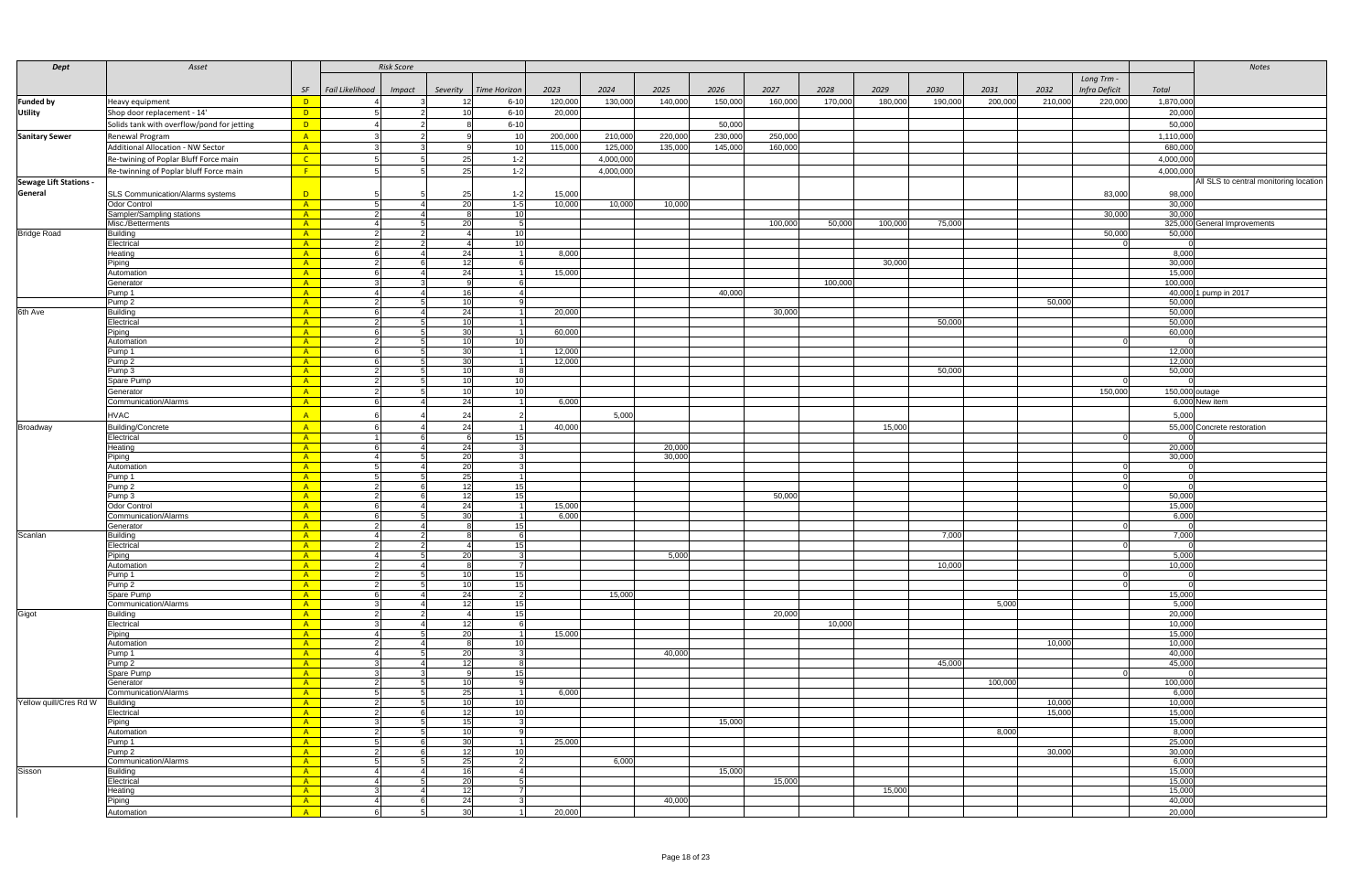| Dept | Asset | | Risk Score | | | | | | | | | | | | | | | | | | Notes |
|---|---|---|---|---|---|---|---|---|---|---|---|---|---|---|---|---|---|---|---|---|---|
| | | SF | Fail Likelihood | Impact | Severity | Time Horizon | 2023 | 2024 | 2025 | 2026 | 2027 | 2028 | 2029 | 2030 | 2031 | 2032 | Long Trm - Infra Deficit | Total | |
| **Funded by** | Heavy equipment | D | 4 | 3 | 12 | 6-10 | 120,000 | 130,000 | 140,000 | 150,000 | 160,000 | 170,000 | 180,000 | 190,000 | 200,000 | 210,000 | 220,000 | 1,870,000 | |
| **Utility** | Shop door replacement - 14' | D | 5 | 2 | 10 | 6-10 | 20,000 | | | | | | | | | | | 20,000 | |
| | Solids tank with overflow/pond for jetting | D | 4 | 2 | 8 | 6-10 | | | | 50,000 | | | | | | | | 50,000 | |
| **Sanitary Sewer** | Renewal Program | A | 3 | 2 | 9 | 10 | 200,000 | 210,000 | 220,000 | 230,000 | 250,000 | | | | | | | 1,110,000 | |
| | Additional Allocation - NW Sector | A | 3 | 3 | 9 | 10 | 115,000 | 125,000 | 135,000 | 145,000 | 160,000 | | | | | | | 680,000 | |
| | Re-twining of Poplar Bluff Force main | C | 5 | 5 | 25 | 1-2 | | 4,000,000 | | | | | | | | | | 4,000,000 | |
| | Re-twinning of Poplar bluff Force main | F | 5 | 5 | 25 | 1-2 | | 4,000,000 | | | | | | | | | | 4,000,000 | |
| **Sewage Lift Stations - General** | | | | | | | | | | | | | | | | | | | All SLS to central monitoring location |
| | SLS Communication/Alarms systems | D | 5 | 5 | 25 | 1-2 | 15,000 | | | | | | | | | | 83,000 | 98,000 | |
| | Odor Control | A | 5 | 4 | 20 | 1-5 | 10,000 | 10,000 | 10,000 | | | | | | | | | 30,000 | |
| | Sampler/Sampling stations | A | 2 | 4 | 8 | 10 | | | | | | | | | | | 30,000 | 30,000 | |
| | Misc./Betterments | A | 4 | 5 | 20 | 5 | | | | | 100,000 | 50,000 | 100,000 | 75,000 | | | | 325,000 | General Improvements |
| Bridge Road | Building | A | 2 | 2 | 4 | 10 | | | | | | | | | | | 50,000 | 50,000 | |
| | Electrical | A | 2 | 2 | 4 | 10 | | | | | | | | | | | 0 | 0 | |
| | Heating | A | 6 | 4 | 24 | 1 | 8,000 | | | | | | | | | | | 8,000 | |
| | Piping | A | 2 | 6 | 12 | 6 | | | | | | | 30,000 | | | | | 30,000 | |
| | Automation | A | 6 | 4 | 24 | 1 | 15,000 | | | | | | | | | | | 15,000 | |
| | Generator | A | 3 | 3 | 9 | 6 | | | | | | 100,000 | | | | | | 100,000 | |
| | Pump 1 | A | 4 | 4 | 16 | 4 | | | | 40,000 | | | | | | | | 40,000 | 1 pump in 2017 |
| | Pump 2 | A | 2 | 5 | 10 | 9 | | | | | | | | | | 50,000 | | 50,000 | |
| 6th Ave | Building | A | 6 | 4 | 24 | 1 | 20,000 | | | | 30,000 | | | | | | | 50,000 | |
| | Electrical | A | 2 | 5 | 10 | 1 | | | | | | | | 50,000 | | | | 50,000 | |
| | Piping | A | 6 | 5 | 30 | 1 | 60,000 | | | | | | | | | | | 60,000 | |
| | Automation | A | 2 | 5 | 10 | 10 | | | | | | | | | | | 0 | 0 | |
| | Pump 1 | A | 6 | 5 | 30 | 1 | 12,000 | | | | | | | | | | | 12,000 | |
| | Pump 2 | A | 6 | 5 | 30 | 1 | 12,000 | | | | | | | | | | | 12,000 | |
| | Pump 3 | A | 2 | 5 | 10 | 8 | | | | | | | | 50,000 | | | | 50,000 | |
| | Spare Pump | A | 2 | 5 | 10 | 10 | | | | | | | | | | | 0 | 0 | |
| | Generator | A | 2 | 5 | 10 | 10 | | | | | | | | | | | 150,000 | 150,000 | outage |
| | Communication/Alarms | A | 6 | 4 | 24 | 1 | 6,000 | | | | | | | | | | | 6,000 | New item |
| | HVAC | A | 6 | 4 | 24 | 2 | | 5,000 | | | | | | | | | | 5,000 | |
| Broadway | Building/Concrete | A | 6 | 4 | 24 | 1 | 40,000 | | | | | | 15,000 | | | | | 55,000 | Concrete restoration |
| | Electrical | A | 1 | 6 | 6 | 15 | | | | | | | | | | | 0 | 0 | |
| | Heating | A | 6 | 4 | 24 | 3 | | | 20,000 | | | | | | | | | 20,000 | |
| | Piping | A | 4 | 5 | 20 | 3 | | | 30,000 | | | | | | | | | 30,000 | |
| | Automation | A | 5 | 4 | 20 | 3 | | | | | | | | | | | 0 | 0 | |
| | Pump 1 | A | 5 | 5 | 25 | 1 | | | | | | | | | | | 0 | 0 | |
| | Pump 2 | A | 2 | 6 | 12 | 15 | | | | | | | | | | | 0 | 0 | |
| | Pump 3 | A | 2 | 6 | 12 | 15 | | | | | 50,000 | | | | | | | 50,000 | |
| | Odor Control | A | 6 | 4 | 24 | 1 | 15,000 | | | | | | | | | | | 15,000 | |
| | Communication/Alarms | A | 6 | 5 | 30 | 1 | 6,000 | | | | | | | | | | | 6,000 | |
| | Generator | A | 2 | 4 | 8 | 15 | | | | | | | | | | | 0 | 0 | |
| Scanlan | Building | A | 4 | 2 | 8 | 6 | | | | | | | | 7,000 | | | | 7,000 | |
| | Electrical | A | 2 | 2 | 4 | 15 | | | | | | | | | | | 0 | 0 | |
| | Piping | A | 4 | 5 | 20 | 3 | | | 5,000 | | | | | | | | | 5,000 | |
| | Automation | A | 2 | 4 | 8 | 7 | | | | | | | | 10,000 | | | | 10,000 | |
| | Pump 1 | A | 2 | 5 | 10 | 15 | | | | | | | | | | | 0 | 0 | |
| | Pump 2 | A | 2 | 5 | 10 | 15 | | | | | | | | | | | 0 | 0 | |
| | Spare Pump | A | 6 | 4 | 24 | 2 | | 15,000 | | | | | | | | | | 15,000 | |
| | Communication/Alarms | A | 3 | 4 | 12 | 15 | | | | | | | | | 5,000 | | | 5,000 | |
| Gigot | Building | A | 2 | 2 | 4 | 15 | | | | | 20,000 | | | | | | | 20,000 | |
| | Electrical | A | 3 | 4 | 12 | 6 | | | | | | 10,000 | | | | | | 10,000 | |
| | Piping | A | 4 | 5 | 20 | 1 | 15,000 | | | | | | | | | | | 15,000 | |
| | Automation | A | 2 | 4 | 8 | 10 | | | | | | | | | | 10,000 | | 10,000 | |
| | Pump 1 | A | 4 | 5 | 20 | 3 | | | 40,000 | | | | | | | | | 40,000 | |
| | Pump 2 | A | 3 | 4 | 12 | 8 | | | | | | | | 45,000 | | | | 45,000 | |
| | Spare Pump | A | 3 | 3 | 9 | 15 | | | | | | | | | | | 0 | 0 | |
| | Generator | A | 2 | 5 | 10 | 9 | | | | | | | | | 100,000 | | | 100,000 | |
| | Communication/Alarms | A | 5 | 5 | 25 | 1 | 6,000 | | | | | | | | | | | 6,000 | |
| Yellow quill/Cres Rd W | Building | A | 2 | 5 | 10 | 10 | | | | | | | | | | 10,000 | | 10,000 | |
| | Electrical | A | 2 | 6 | 12 | 10 | | | | | | | | | | 15,000 | | 15,000 | |
| | Piping | A | 3 | 5 | 15 | 3 | | | | 15,000 | | | | | | | | 15,000 | |
| | Automation | A | 2 | 5 | 10 | 9 | | | | | | | | | 8,000 | | | 8,000 | |
| | Pump 1 | A | 5 | 6 | 30 | 1 | 25,000 | | | | | | | | | | | 25,000 | |
| | Pump 2 | A | 2 | 6 | 12 | 10 | | | | | | | | | | 30,000 | | 30,000 | |
| | Communication/Alarms | A | 5 | 5 | 25 | 2 | | 6,000 | | | | | | | | | | 6,000 | |
| Sisson | Building | A | 4 | 4 | 16 | 4 | | | | 15,000 | | | | | | | | 15,000 | |
| | Electrical | A | 4 | 5 | 20 | 5 | | | | | 15,000 | | | | | | | 15,000 | |
| | Heating | A | 3 | 4 | 12 | 7 | | | | | | | 15,000 | | | | | 15,000 | |
| | Piping | A | 4 | 6 | 24 | 3 | | | 40,000 | | | | | | | | | 40,000 | |
| | Automation | A | 6 | 5 | 30 | 1 | 20,000 | | | | | | | | | | | 20,000 | |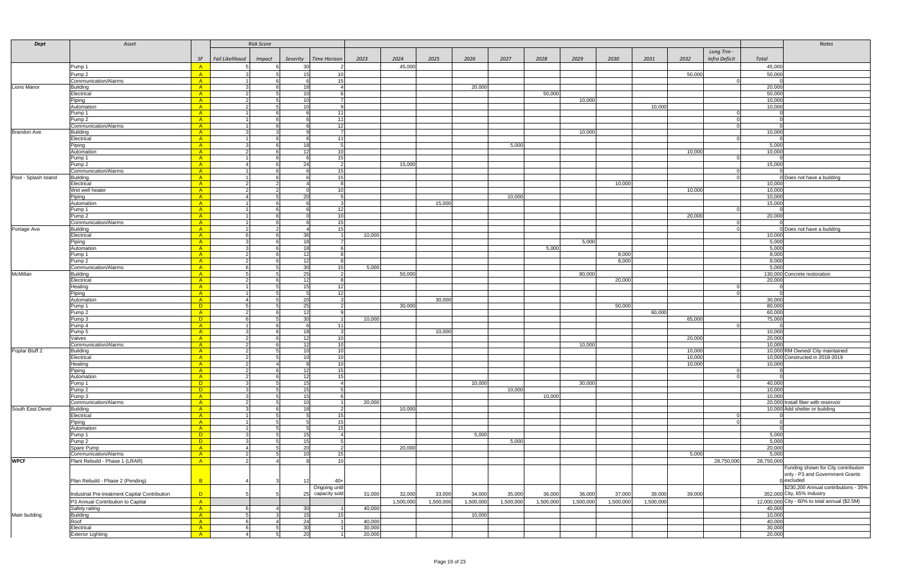| Dept | Asset | SF | Fail Likelihood | Impact | Severity | Time Horizon | 2023 | 2024 | 2025 | 2026 | 2027 | 2028 | 2029 | 2030 | 2031 | 2032 | Long Trm - Infra Deficit | Total | Notes |
|---|---|---|---|---|---|---|---|---|---|---|---|---|---|---|---|---|---|---|---|
| | Pump 1 | A | 5 | 6 | 30 | 2 | | 45,000 | | | | | | | | | | 45,000 | |
| | Pump 2 | A | 3 | 5 | 15 | 10 | | | | | | | | | | 50,000 | | 50,000 | |
| | Communication/Alarms | A | 1 | 6 | 6 | 15 | | | | | | | | | | | 0 | 0 | |
| Lions Manor | Building | A | 3 | 6 | 18 | 4 | | | | 20,000 | | | | | | | | 20,000 | |
| | Electrical | A | 2 | 5 | 10 | 6 | | | | | | 50,000 | | | | | | 50,000 | |
| | Piping | A | 2 | 5 | 10 | 7 | | | | | | | 10,000 | | | | | 10,000 | |
| | Automation | A | 2 | 5 | 10 | 9 | | | | | | | | | 10,000 | | | 10,000 | |
| | Pump 1 | A | 1 | 6 | 6 | 11 | | | | | | | | | | | 0 | 0 | |
| | Pump 2 | A | 1 | 6 | 6 | 11 | | | | | | | | | | | 0 | 0 | |
| | Communication/Alarms | A | 1 | 6 | 6 | 12 | | | | | | | | | | | 0 | 0 | |
| Brandon Ave | Building | A | 3 | 3 | 9 | 7 | | | | | | | 10,000 | | | | | 10,000 | |
| | Electrical | A | 1 | 6 | 6 | 11 | | | | | | | | | | | 0 | 0 | |
| | Piping | A | 3 | 6 | 18 | 5 | | | | | 5,000 | | | | | | | 5,000 | |
| | Automation | A | 2 | 6 | 12 | 10 | | | | | | | | | | 10,000 | | 10,000 | |
| | Pump 1 | A | 1 | 6 | 6 | 15 | | | | | | | | | | | 0 | 0 | |
| | Pump 2 | A | 4 | 6 | 24 | 2 | | 15,000 | | | | | | | | | | 15,000 | |
| | Communication/Alarms | A | 1 | 6 | 6 | 15 | | | | | | | | | | | 0 | 0 | |
| Pool - Splash Island | Building | A | 1 | 6 | 6 | 15 | | | | | | | | | | | 0 | 0 | Does not have a building |
| | Electrical | A | 2 | 2 | 4 | 8 | | | | | | | | 10,000 | | | | 10,000 | |
| | Wet well heater | A | 2 | 2 | 0 | 10 | | | | | | | | | | 10,000 | | 10,000 | |
| | Piping | A | 4 | 5 | 20 | 5 | | | | | 10,000 | | | | | | | 10,000 | |
| | Automation | A | 1 | 6 | 6 | 3 | | | 15,000 | | | | | | | | | 15,000 | |
| | Pump 1 | A | 1 | 6 | 6 | 12 | | | | | | | | | | | 0 | 0 | |
| | Pump 2 | A | 1 | 6 | 0 | 10 | | | | | | | | | | 20,000 | | 20,000 | |
| | Communication/Alarms | A | 1 | 6 | 6 | 15 | | | | | | | | | | | 0 | 0 | |
| Portage Ave | Building | A | 2 | 2 | 4 | 15 | | | | | | | | | | | 0 | 0 | Does not have a building |
| | Electrical | A | 6 | 6 | 36 | 1 | 10,000 | | | | | | | | | | | 10,000 | |
| | Piping | A | 3 | 6 | 18 | 7 | | | | | | | 5,000 | | | | | 5,000 | |
| | Automation | A | 3 | 6 | 18 | 6 | | | | | | 5,000 | | | | | | 5,000 | |
| | Pump 1 | A | 2 | 6 | 12 | 8 | | | | | | | | 8,000 | | | | 8,000 | |
| | Pump 2 | A | 2 | 6 | 12 | 8 | | | | | | | | 8,000 | | | | 8,000 | |
| | Communication/Alarms | A | 6 | 5 | 30 | 15 | 5,000 | | | | | | | | | | | 5,000 | |
| McMillan | Building | A | 5 | 5 | 25 | 2 | | 50,000 | | | | | 80,000 | | | | | 130,000 | Concrete restoration |
| | Electrical | A | 2 | 6 | 12 | 8 | | | | | | | | 20,000 | | | | 20,000 | |
| | Heating | A | 1 | 5 | 15 | 12 | | | | | | | | | | | 0 | 0 | |
| | Piping | A | 1 | 5 | 5 | 12 | | | | | | | | | | | 0 | 0 | |
| | Automation | A | 4 | 5 | 20 | 3 | | | 30,000 | | | | | | | | | 30,000 | |
| | Pump 1 | D | 5 | 5 | 25 | 2 | | 30,000 | | | | | | 50,000 | | | | 80,000 | |
| | Pump 2 | A | 2 | 6 | 12 | 9 | | | | | | | | | 60,000 | | | 60,000 | |
| | Pump 3 | D | 6 | 5 | 30 | 1 | 10,000 | | | | | | | | | 65,000 | | 75,000 | |
| | Pump 4 | A | 1 | 6 | 6 | 11 | | | | | | | | | | | 0 | 0 | |
| | Pump 5 | A | 3 | 6 | 18 | 3 | | | 10,000 | | | | | | | | | 10,000 | |
| | Valves | A | 2 | 6 | 12 | 10 | | | | | | | | | | 20,000 | | 20,000 | |
| | Communication/Alarms | A | 2 | 6 | 12 | 10 | | | | | | | 10,000 | | | | | 10,000 | |
| Poplar Bluff 2 | Building | A | 2 | 5 | 10 | 10 | | | | | | | | | | 10,000 | | 10,000 | RM Owned/ City maintained |
| | Electrical | A | 2 | 5 | 10 | 10 | | | | | | | | | | 10,000 | | 10,000 | Constructed in 2018-2019 |
| | Heating | A | 2 | 4 | 8 | 10 | | | | | | | | | | 10,000 | | 10,000 | |
| | Piping | A | 2 | 6 | 12 | 15 | | | | | | | | | | | 0 | 0 | |
| | Automation | A | 2 | 6 | 12 | 15 | | | | | | | | | | | 0 | 0 | |
| | Pump 1 | D | 3 | 5 | 15 | 4 | | | | 10,000 | | | 30,000 | | | | | 40,000 | |
| | Pump 2 | D | 3 | 5 | 15 | 5 | | | | | 10,000 | | | | | | | 10,000 | |
| | Pump 3 | A | 3 | 5 | 15 | 6 | | | | | | 10,000 | | | | | | 10,000 | |
| | Communication/Alarms | A | 2 | 5 | 10 | 1 | 20,000 | | | | | | | | | | | 20,000 | Install fiber with reservoir |
| South East Devel | Building | A | 3 | 6 | 18 | 2 | | 10,000 | | | | | | | | | | 10,000 | Add shelter or building |
| | Electrical | A | 1 | 5 | 5 | 15 | | | | | | | | | | | 0 | 0 | |
| | Piping | A | 1 | 5 | 5 | 15 | | | | | | | | | | | 0 | 0 | |
| | Automation | A | 1 | 5 | 5 | 15 | | | | | | | | | | | | 0 | |
| | Pump 1 | D | 3 | 5 | 15 | 4 | | | | 5,000 | | | | | | | | 5,000 | |
| | Pump 2 | D | 3 | 5 | 15 | 5 | | | | | 5,000 | | | | | | | 5,000 | |
| | Spare Pump | A | 4 | 5 | 20 | 2 | | 20,000 | | | | | | | | | | 20,000 | |
| | Communication/Alarms | A | 2 | 5 | 10 | 15 | | | | | | | | | | 5,000 | | 5,000 | |
| **WPCF** | Plant Rebuild - Phase 1 (LRAR) | A | 2 | 4 | 8 | 10 | | | | | | | | | | | 28,750,000 | 28,750,000 | |
| | Plan Rebuild - Phase 2 (Pending) | B | 4 | 3 | 12 | 40+ | | | | | | | | | | | | 0 | Funding shown for City contribution only - P3 and Government Grants excluded |
| | Industrial Pre-treatment Capital Contribution | D | 5 | 5 | 25 | Ongoing until capacity sold | 31,000 | 32,000 | 33,000 | 34,000 | 35,000 | 36,000 | 36,000 | 37,000 | 39,000 | 39,000 | | 352,000 | $230,200 Annual contributions - 35% City, 65% Industry |
| | P3 Annual Contribution to Capital | A | | | | | | 1,500,000 | 1,500,000 | 1,500,000 | 1,500,000 | 1,500,000 | 1,500,000 | 1,500,000 | 1,500,000 | | | 12,000,000 | City - 60% to total annual ($2.5M) |
| | Safety railing | A | 6 | 4 | 30 | 1 | 40,000 | | | | | | | | | | | 40,000 | |
| Main building | Building | A | 5 | 3 | 15 | 15 | | | | 10,000 | | | | | | | | 10,000 | |
| | Roof | A | 6 | 4 | 24 | 1 | 40,000 | | | | | | | | | | | 40,000 | |
| | Electrical | A | 6 | 5 | 30 | 1 | 30,000 | | | | | | | | | | | 30,000 | |
| | Exterior Lighting | A | 4 | 5 | 20 | 1 | 20,000 | | | | | | | | | | | 20,000 | |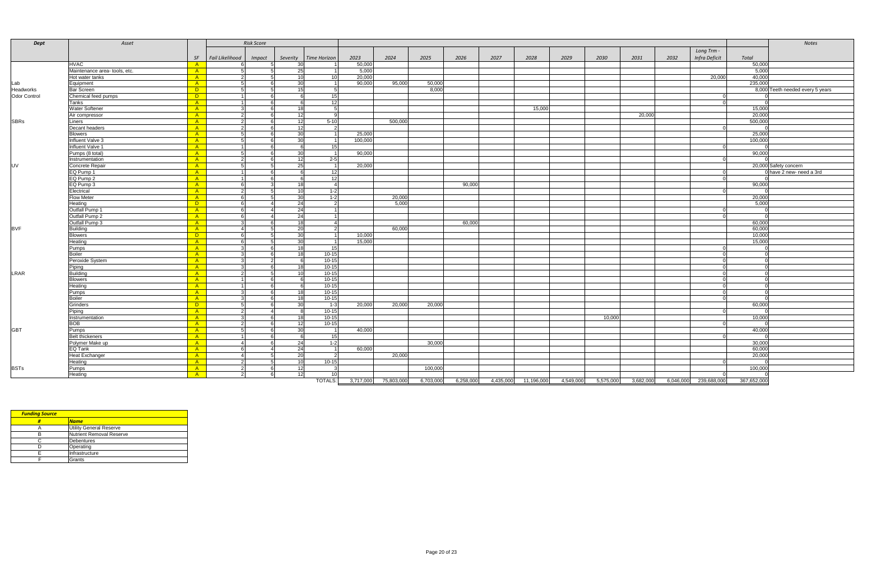| Dept | Asset | | Risk Score | | | | | | | | | | | | | | | | | Notes |
|---|---|---|---|---|---|---|---|---|---|---|---|---|---|---|---|---|---|---|---|---|
| | | SF | Fail Likelihood | Impact | Severity | Time Horizon | 2023 | 2024 | 2025 | 2026 | 2027 | 2028 | 2029 | 2030 | 2031 | 2032 | Long Trm - Infra Deficit | Total | |
| | HVAC | A | 6 | 5 | 30 | 1 | 50,000 | | | | | | | | | | | 50,000 | |
| | Maintenance area- tools, etc. | A | 5 | 5 | 25 | 1 | 5,000 | | | | | | | | | | | 5,000 | |
| | Hot water tanks | A | 2 | 5 | 10 | 10 | 20,000 | | | | | | | | | | 20,000 | 40,000 | |
| Lab | Equipment | A | 5 | 6 | 30 | 1 | 90,000 | 95,000 | 50,000 | | | | | | | | | 235,000 | |
| Headworks | Bar Screen | D | 5 | 5 | 15 | 5 | | | 8,000 | | | | | | | | | 8,000 | Teeth needed every 5 years |
| Odor Control | Chemical feed pumps | D | 1 | 6 | 6 | 15 | | | | | | | | | | | 0 | 0 | |
| | Tanks | A | 1 | 6 | 6 | 12 | | | | | | | | | | | 0 | 0 | |
| | Water Softener | A | 3 | 6 | 18 | 5 | | | | | | 15,000 | | | | | | 15,000 | |
| | Air compressor | A | 2 | 6 | 12 | 9 | | | | | | | | | 20,000 | | | 20,000 | |
| SBRs | Liners | A | 2 | 6 | 12 | 5-10 | | 500,000 | | | | | | | | | | 500,000 | |
| | Decant headers | A | 2 | 6 | 12 | 2 | | | | | | | | | | | 0 | 0 | |
| | Blowers | A | 5 | 6 | 30 | 1 | 25,000 | | | | | | | | | | | 25,000 | |
| | Influent Valve 3 | A | 5 | 6 | 30 | 1 | 100,000 | | | | | | | | | | | 100,000 | |
| | Influent Valve 1 | A | 1 | 6 | 6 | 15 | | | | | | | | | | | 0 | 0 | |
| | Pumps (8 total) | A | 5 | 6 | 30 | 1 | 90,000 | | | | | | | | | | | 90,000 | |
| | Instrumentation | A | 2 | 6 | 12 | 2-5 | | | | | | | | | | | 0 | 0 | |
| UV | Concrete Repair | A | 5 | 5 | 25 | 1 | 20,000 | | | | | | | | | | | 20,000 | Safety concern |
| | EQ Pump 1 | A | 1 | 6 | 6 | 12 | | | | | | | | | | | 0 | 0 | have 2 new- need a 3rd |
| | EQ Pump 2 | A | 1 | 6 | 6 | 12 | | | | | | | | | | | 0 | 0 | |
| | EQ Pump 3 | A | 6 | 3 | 18 | 4 | | | | 90,000 | | | | | | | | 90,000 | |
| | Electrical | A | 2 | 5 | 10 | 1-2 | | | | | | | | | | | 0 | 0 | |
| | Flow Meter | A | 6 | 5 | 30 | 1-2 | | 20,000 | | | | | | | | | | 20,000 | |
| | Heating | D | 6 | 4 | 24 | 2 | | 5,000 | | | | | | | | | | 5,000 | |
| | Outfall Pump 1 | A | 6 | 4 | 24 | 1 | | | | | | | | | | | 0 | 0 | |
| | Outfall Pump 2 | A | 6 | 4 | 24 | 1 | | | | | | | | | | | 0 | 0 | |
| | Outfall Pump 3 | A | 3 | 6 | 18 | 4 | | | | 60,000 | | | | | | | | 60,000 | |
| BVF | Building | A | 4 | 5 | 20 | 2 | | 60,000 | | | | | | | | | | 60,000 | |
| | Blowers | D | 6 | 5 | 30 | 1 | 10,000 | | | | | | | | | | | 10,000 | |
| | Heating | A | 6 | 5 | 30 | 1 | 15,000 | | | | | | | | | | | 15,000 | |
| | Pumps | A | 3 | 6 | 18 | 15 | | | | | | | | | | | 0 | 0 | |
| | Boiler | A | 3 | 6 | 18 | 10-15 | | | | | | | | | | | 0 | 0 | |
| | Peroxide System | A | 3 | 2 | 6 | 10-15 | | | | | | | | | | | 0 | 0 | |
| | Piping | A | 3 | 6 | 18 | 10-15 | | | | | | | | | | | 0 | 0 | |
| LRAR | Building | A | 2 | 5 | 10 | 10-15 | | | | | | | | | | | 0 | 0 | |
| | Blowers | A | 1 | 6 | 6 | 10-15 | | | | | | | | | | | 0 | 0 | |
| | Heating | A | 1 | 6 | 6 | 10-15 | | | | | | | | | | | 0 | 0 | |
| | Pumps | A | 3 | 6 | 18 | 10-15 | | | | | | | | | | | 0 | 0 | |
| | Boiler | A | 3 | 6 | 18 | 10-15 | | | | | | | | | | | 0 | 0 | |
| | Grinders | D | 5 | 6 | 30 | 1-3 | 20,000 | 20,000 | 20,000 | | | | | | | | | 60,000 | |
| | Piping | A | 2 | 4 | 8 | 10-15 | | | | | | | | | | | 0 | 0 | |
| | Instrumentation | A | 3 | 6 | 18 | 10-15 | | | | | | | | 10,000 | | | | 10,000 | |
| | BOB | A | 2 | 6 | 12 | 10-15 | | | | | | | | | | | 0 | 0 | |
| GBT | Pumps | A | 5 | 6 | 30 | 1 | 40,000 | | | | | | | | | | | 40,000 | |
| | Belt thickeners | A | 1 | 6 | 6 | 15 | | | | | | | | | | | 0 | 0 | |
| | Polymer Make up | A | 4 | 6 | 24 | 1-2 | | | 30,000 | | | | | | | | | 30,000 | |
| | EQ Tank | A | 6 | 4 | 24 | 1 | 60,000 | | | | | | | | | | | 60,000 | |
| | Heat Exchanger | A | 4 | 5 | 20 | 2 | | 20,000 | | | | | | | | | | 20,000 | |
| | Heating | A | 2 | 5 | 10 | 10-15 | | | | | | | | | | | 0 | 0 | |
| BSTs | Pumps | A | 2 | 6 | 12 | 3 | | | 100,000 | | | | | | | | | 100,000 | |
| | Heating | A | 2 | 6 | 12 | 10 | | | | | | | | | | | 0 | 0 | |
| | | | | | | TOTALS: | 3,717,000 | 75,803,000 | 6,703,000 | 6,258,000 | 4,435,000 | 11,196,000 | 4,549,000 | 5,575,000 | 3,682,000 | 6,046,000 | 239,688,000 | 367,652,000 | |

| Funding Source | |
|---|---|
| # | Name |
| A | Utility General Reserve |
| B | Nutrient Removal Reserve |
| C | Debentures |
| D | Operating |
| E | Infrastructure |
| F | Grants |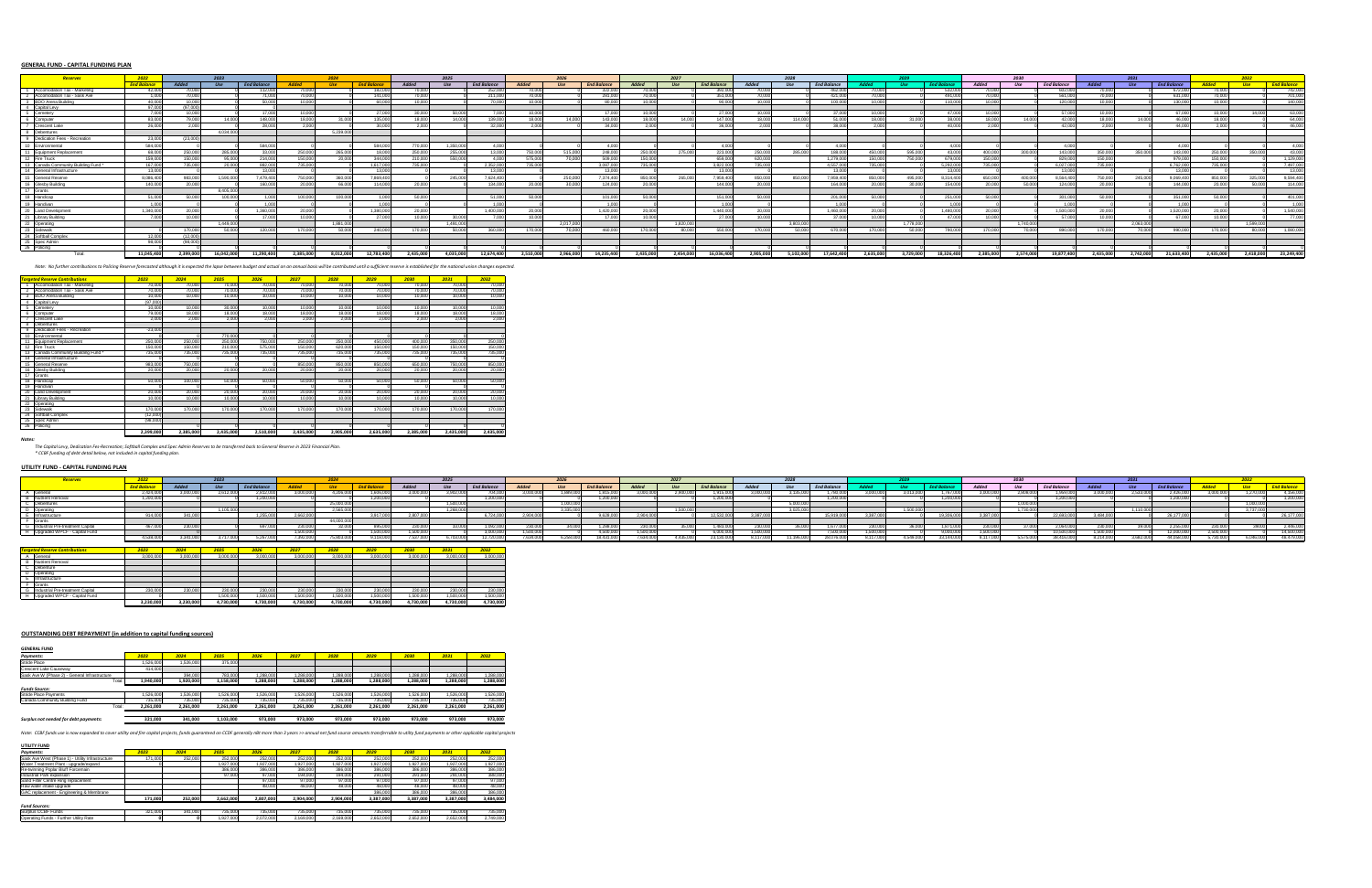## GENERAL FUND - CAPITAL FUNDING PLAN

Note: No further contributions to Policing Reserve forecasted although it is expected the lapse between budget and actual on an annual basis will be contributed until a sufficient reserve is established for the national union changes expected

| Targeted Reserve Contributions | 2023 | 2024 | 2025 | 2026 | 2027 | 2028 | 2029 | 2030 | 2031 | 2032 |
|---|---|---|---|---|---|---|---|---|---|---|
| 1 Accommodation Tax - Marketing | 70,000 | 70,000 | 70,000 | 70,000 | 70,000 | 70,000 | 70,000 | 70,000 | 70,000 | 70,000 |
| 2 Accommodation Tax | 70,000 | 70,000 | 70,000 | 70,000 | 70,000 | 70,000 | 70,000 | 70,000 | 70,000 | 70,000 |
| 3 BDO Arena Building | 10,000 | 10,000 | 10,000 | 10,000 | 10,000 | 10,000 | 10,000 | 10,000 | 10,000 | 10,000 |
| 4 Capital Levy | (97,103) | | | | | | | | | |
| 5 Cemetery | 10,000 | 10,000 | 10,000 | 10,000 | 10,000 | 10,000 | 10,000 | 10,000 | 10,000 | 10,000 |
| 6 Computer | 79,000 | 18,000 | 18,000 | 18,000 | 18,000 | 18,000 | 18,000 | 18,000 | 18,000 | 18,000 |
| 7 Crescent Lake | 2,000 | 2,000 | 2,000 | 2,000 | 2,000 | 2,000 | 2,000 | 2,000 | 2,000 | 2,000 |
| 8 Debentures | | | | | | | | | | |
| 9 Dedication Fees - Recreation | (23,000) | | | | | | | | | |
| 10 Environmental | | | 770,000 | | | | | | | |
| 11 Equipment Replacement | 250,000 | 250,000 | 250,000 | 750,000 | 250,000 | 250,000 | 450,000 | 400,000 | 250,000 | 250,000 |
| 12 Fire Truck | 150,000 | 150,000 | 210,000 | 675,000 | 150,000 | 620,000 | 150,000 | 150,000 | 150,000 | 150,000 |
| 13 Canada Community Building Fund * | 735,000 | 735,000 | 735,000 | 735,000 | 735,000 | 735,000 | 735,000 | 735,000 | 735,000 | 735,000 |
| 14 General Infrastructure | | | | | | | | | | |
| 15 General Reserve | 980,000 | 750,000 | | | 850,000 | 850,000 | 850,000 | 850,000 | 750,000 | 850,000 |
| 16 Gleeby Building | 20,000 | 20,000 | 20,000 | 20,000 | 20,000 | 20,000 | 20,000 | 20,000 | 20,000 | 20,000 |
| 17 Grants | | | | | | | | | | |
| 18 Handicap | 50,000 | 100,000 | 50,000 | 50,000 | 50,000 | 50,000 | 50,000 | 50,000 | 50,000 | 50,000 |
| 19 Handivan | | | | | | | | | | |
| 20 Land Development | 20,000 | 20,000 | 20,000 | 20,000 | 20,000 | 20,000 | 20,000 | 20,000 | 20,000 | 20,000 |
| 21 Library Building | 10,000 | 10,000 | 10,000 | 10,000 | 10,000 | 10,000 | 10,000 | 10,000 | 10,000 | 10,000 |
| 22 Operating | | | | | | | | | | |
| 23 Sidewalk | 170,000 | 170,000 | 170,000 | 170,000 | 170,000 | 170,000 | 170,000 | 170,000 | 170,000 | 170,000 |
| 24 Softball Complex | (12,000) | | | | | | | | | |
| 25 Spec Admin | (98,000) | | | | | | | | | |
| 26 Policing | | | | | | | | | | |
| | 2,399,000 | 2,385,000 | 2,435,000 | 2,510,000 | 2,435,000 | 2,905,000 | 2,635,000 | 2,385,000 | 2,435,000 | 2,435,000 |

**Notes:**

The Capital Levy, Dedication Fee-Recreation, Softball Complex and Spec Admin Reserves to be transferred back to General Reserve in 2023 Financial Plan.

* CCBF funding of debt detail below, not included in capital funding plan.

## UTILITY FUND - CAPITAL FUNDING PLAN

| Targeted Reserve Contributions | 2023 | 2024 | 2025 | 2026 | 2027 | 2028 | 2029 | 2030 | 2031 | 2032 |
|---|---|---|---|---|---|---|---|---|---|---|
| A General | 3,000,000 | 3,000,000 | 3,000,000 | 3,000,000 | 3,000,000 | 3,000,000 | 3,000,000 | 3,000,000 | 3,000,000 | 3,000,000 |
| B Nutrient Removal | | | | | | | | | | |
| C Debenture | | | | | | | | | | |
| D Operating | | | | | | | | | | |
| E Infrastructure | | | | | | | | | | |
| F Grants | | | | | | | | | | |
| G Industrial Pre-treatment Capital | 230,000 | 230,000 | 230,000 | 230,000 | 230,000 | 230,000 | 230,000 | 230,000 | 230,000 | 230,000 |
| H Upgraded WPCP - Capital Fund | | | 1,500,000 | 1,500,000 | 1,500,000 | 1,500,000 | 1,500,000 | 1,500,000 | 1,500,000 | 1,500,000 |
| | 3,230,000 | 3,230,000 | 4,730,000 | 4,730,000 | 4,730,000 | 4,730,000 | 4,730,000 | 4,730,000 | 4,730,000 | 4,730,000 |

## OUTSTANDING DEBT REPAYMENT (in addition to capital funding sources)

### GENERAL FUND

| Payments: | 2023 | 2024 | 2025 | 2026 | 2027 | 2028 | 2029 | 2030 | 2031 | 2032 |
|---|---|---|---|---|---|---|---|---|---|---|
| Slide Place | 1,526,000 | 1,526,000 | 375,000 | | | | | | | |
| Crescent Lake Causeway | 414,000 | | | | | | | | | |
| Sask Ave W (Phase 2) - General Infrastructure | | 394,000 | 783,000 | 1,288,000 | 1,288,000 | 1,288,000 | 1,288,000 | 1,288,000 | 1,288,000 | 1,288,000 |
| Total | 1,940,000 | 1,920,000 | 1,158,000 | 1,288,000 | 1,288,000 | 1,288,000 | 1,288,000 | 1,288,000 | 1,288,000 | 1,288,000 |
| ***Funds Source:*** | | | | | | | | | | |
| Slide Place Payments | 1,526,000 | 1,526,000 | 1,526,000 | 1,526,000 | 1,526,000 | 1,526,000 | 1,526,000 | 1,526,000 | 1,526,000 | 1,526,000 |
| Canada Community Building Fund | 735,000 | 735,000 | 735,000 | 735,000 | 735,000 | 735,000 | 735,000 | 735,000 | 735,000 | 735,000 |
| Total | 2,261,000 | 2,261,000 | 2,261,000 | 2,261,000 | 2,261,000 | 2,261,000 | 2,261,000 | 2,261,000 | 2,261,000 | 2,261,000 |
| ***Surplus not needed for debt payments:*** | 321,000 | 341,000 | 1,103,000 | 973,000 | 973,000 | 973,000 | 973,000 | 973,000 | 973,000 | 973,000 |

Note: CCBF funds use is now expanded to cover utility and fire capital projects, funds guaranteed on CCBF generally last more than 3 years >> annual net fund source amounts transferrable to utility fund payments or other applicable capital projects

### UTILITY FUND

| Payments: | 2023 | 2024 | 2025 | 2026 | 2027 | 2028 | 2029 | 2030 | 2031 | 2032 |
|---|---|---|---|---|---|---|---|---|---|---|
| Sask Ave West (Phase 1) - Utility Infrastructure | 171,000 | 252,000 | 252,000 | 252,000 | 252,000 | 252,000 | 252,000 | 252,000 | 252,000 | 252,000 |
| Water Treatment Plant - Upgrade/expand | | | 1,927,000 | 1,927,000 | 1,927,000 | 1,927,000 | 1,927,000 | 1,927,000 | 1,927,000 | 1,927,000 |
| Re-twinning Poplar Bluff Forcemain | | | 386,000 | 386,000 | 386,000 | 386,000 | 386,000 | 386,000 | 386,000 | 386,000 |
| Industrial Park expansion | | | 97,000 | 97,000 | 194,000 | 194,000 | 291,000 | 291,000 | 291,000 | 291,000 |
| Third Pair Centrifuge Replacement | | | | 97,000 | 97,000 | 97,000 | 97,000 | 97,000 | 97,000 | 97,000 |
| Raw water Intake upgrade | | | | 48,000 | 48,000 | 48,000 | 48,000 | 48,000 | 48,000 | 48,000 |
| SAC replacement - Engineering & Membrane | | | | | | | 386,000 | 386,000 | 386,000 | 386,000 |
| | 171,000 | 252,000 | 2,662,000 | 2,807,000 | 2,904,000 | 2,904,000 | 3,387,000 | 3,387,000 | 3,387,000 | 3,484,000 |
| ***Fund Sources:*** | | | | | | | | | | |
| Surplus CCBF Funds | 321,000 | 341,000 | 735,000 | 735,000 | 735,000 | 735,000 | 735,000 | 735,000 | 735,000 | 735,000 |
| Operating Funds - Further Utility Rate | 0 | 0 | 1,927,000 | 2,072,000 | 2,169,000 | 2,169,000 | 2,652,000 | 2,652,000 | 2,652,000 | 2,749,000 |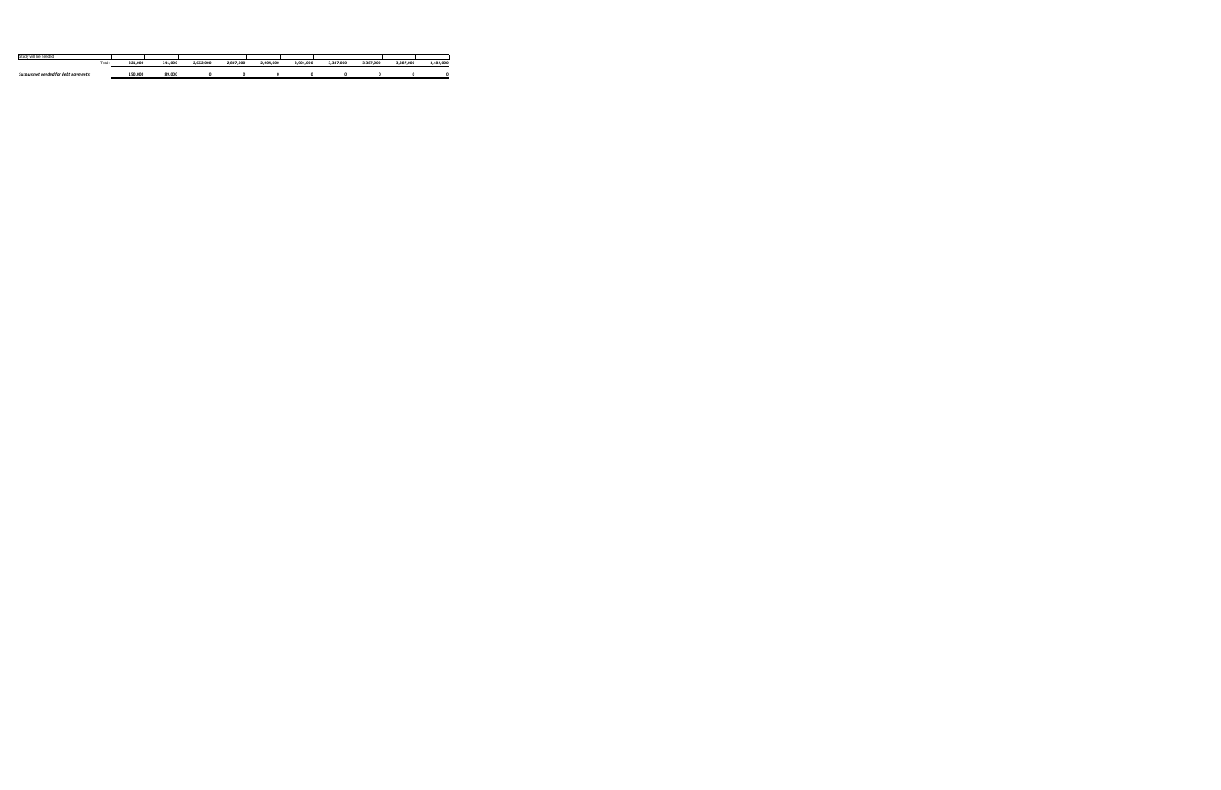| Study will be needed. | | | | | | | | | | |
|---|---|---|---|---|---|---|---|---|---|---|
| Total: | 321,000 | 341,000 | 2,662,000 | 2,807,000 | 2,904,000 | 2,904,000 | 3,387,000 | 3,387,000 | 3,387,000 | 3,484,000 |
| *Surplus not needed for debt payments:* | 150,000 | 39,000 | 0 | 0 | 0 | 0 | 0 | 0 | 0 | 0 |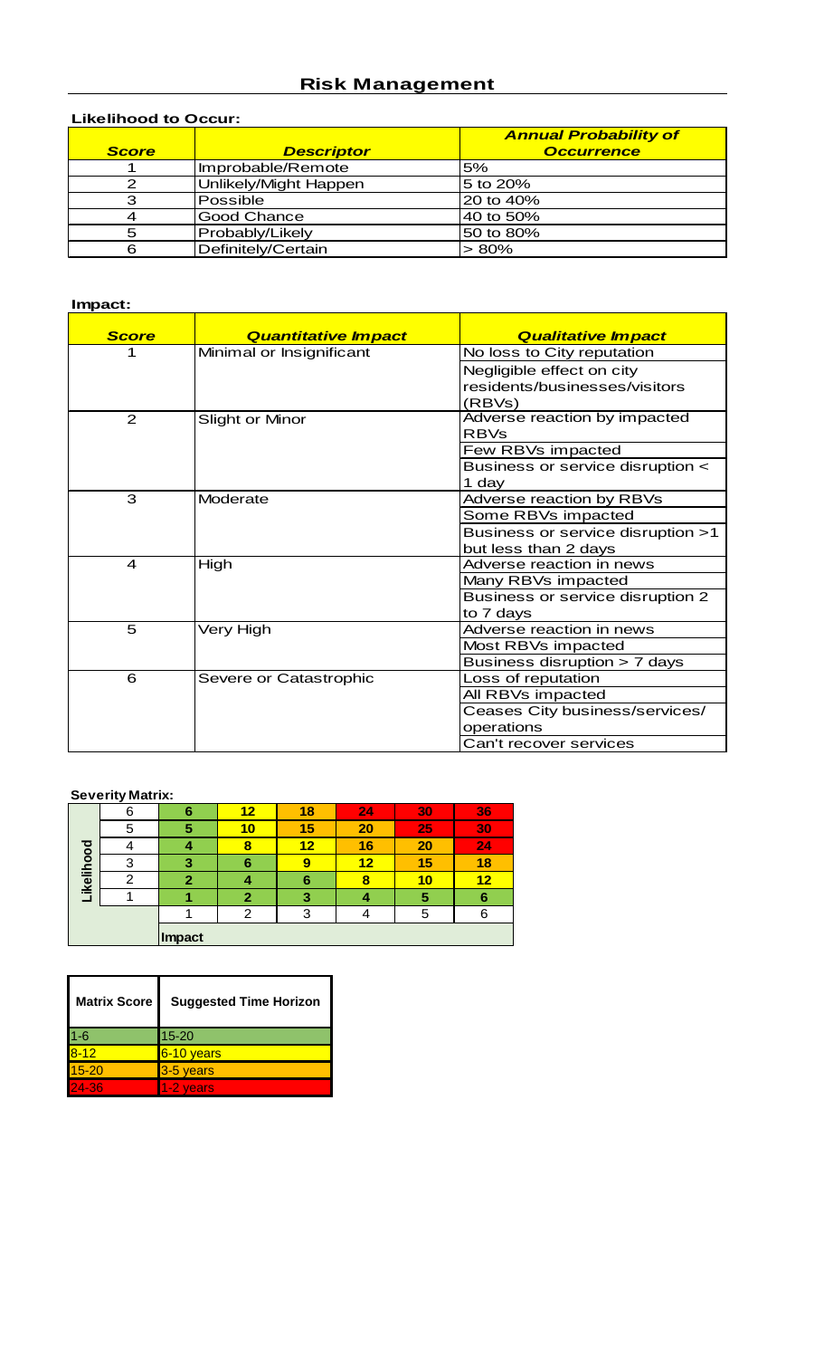# Risk Management

**Likelihood to Occur:**

| *Score* | *Descriptor* | *Annual Probability of Occurrence* |
|---|---|---|
| 1 | Improbable/Remote | 5% |
| 2 | Unlikely/Might Happen | 5 to 20% |
| 3 | Possible | 20 to 40% |
| 4 | Good Chance | 40 to 50% |
| 5 | Probably/Likely | 50 to 80% |
| 6 | Definitely/Certain | > 80% |

**Impact:**

| *Score* | *Quantitative Impact* | *Qualitative Impact* |
|---|---|---|
| 1 | Minimal or Insignificant | No loss to City reputation |
| | | Negligible effect on city residents/businesses/visitors (RBVs) |
| 2 | Slight or Minor | Adverse reaction by impacted RBVs |
| | | Few RBVs impacted |
| | | Business or service disruption < 1 day |
| 3 | Moderate | Adverse reaction by RBVs |
| | | Some RBVs impacted |
| | | Business or service disruption >1 but less than 2 days |
| 4 | High | Adverse reaction in news |
| | | Many RBVs impacted |
| | | Business or service disruption 2 to 7 days |
| 5 | Very High | Adverse reaction in news |
| | | Most RBVs impacted |
| | | Business disruption > 7 days |
| 6 | Severe or Catastrophic | Loss of reputation |
| | | All RBVs impacted |
| | | Ceases City business/services/ operations |
| | | Can't recover services |

**Severity Matrix:**

| Likelihood | | | | | | |
|---|---|---|---|---|---|---|
| 6 | 6 | 12 | 18 | 24 | 30 | 36 |
| 5 | 5 | 10 | 15 | 20 | 25 | 30 |
| 4 | 4 | 8 | 12 | 16 | 20 | 24 |
| 3 | 3 | 6 | 9 | 12 | 15 | 18 |
| 2 | 2 | 4 | 6 | 8 | 10 | 12 |
| 1 | 1 | 2 | 3 | 4 | 5 | 6 |
| | 1 | 2 | 3 | 4 | 5 | 6 |
| | Impact | | | | | |

| Matrix Score | Suggested Time Horizon |
|---|---|
| 1-6 | 15-20 |
| 8-12 | 6-10 years |
| 15-20 | 3-5 years |
| 24-36 | 1-2 years |